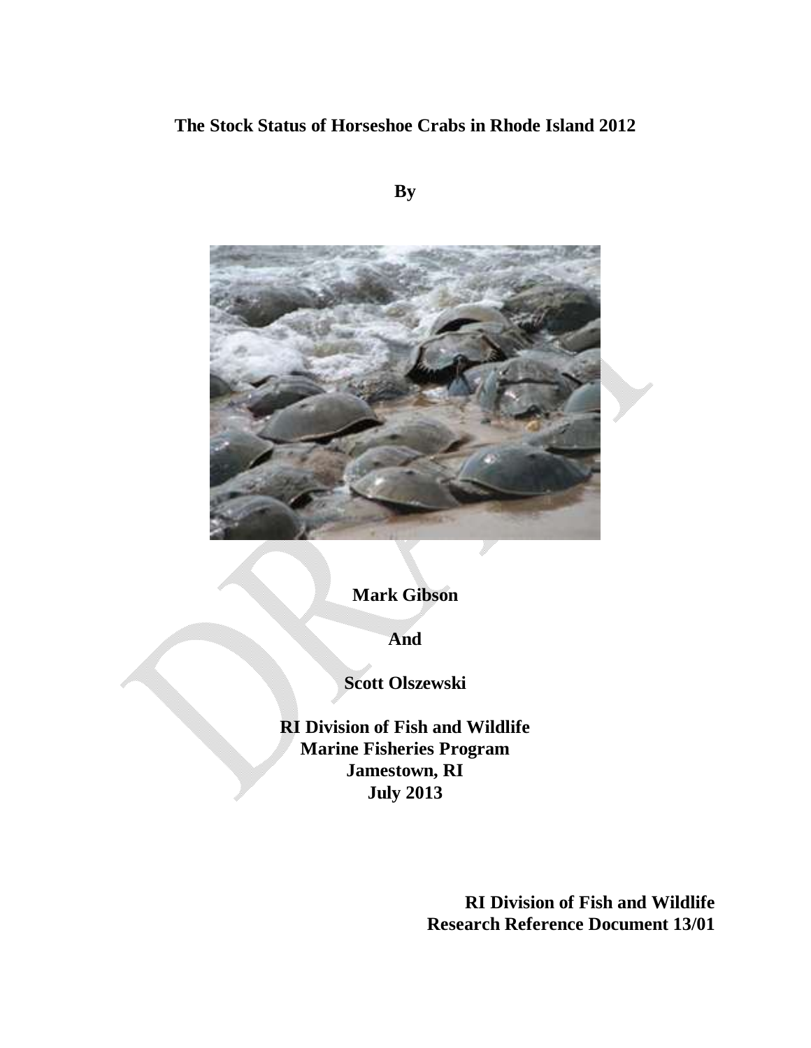# The Stock Status of Horseshoe Crabs in Rhode Island 2012

**By**

**Mark Gibson**

**And**

**Scott Olszewski**

**RI Division of Fish and Wildlife**
**Marine Fisheries Program**
**Jamestown, RI**
**July 2013**

**RI Division of Fish and Wildlife**
**Research Reference Document 13/01**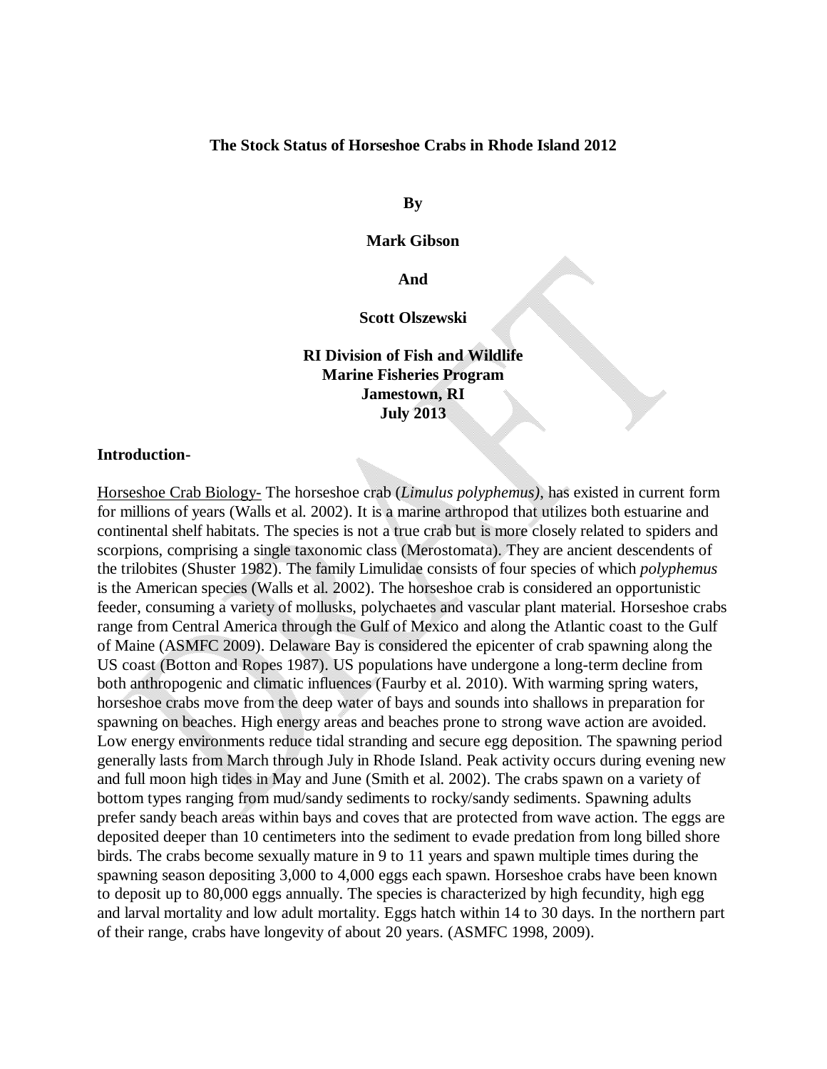**The Stock Status of Horseshoe Crabs in Rhode Island 2012**

**By**

**Mark Gibson**

**And**

**Scott Olszewski**

**RI Division of Fish and Wildlife**
**Marine Fisheries Program**
**Jamestown, RI**
**July 2013**

## Introduction-

Horseshoe Crab Biology- The horseshoe crab (*Limulus polyphemus)*, has existed in current form for millions of years (Walls et al. 2002). It is a marine arthropod that utilizes both estuarine and continental shelf habitats. The species is not a true crab but is more closely related to spiders and scorpions, comprising a single taxonomic class (Merostomata). They are ancient descendents of the trilobites (Shuster 1982). The family Limulidae consists of four species of which *polyphemus* is the American species (Walls et al. 2002). The horseshoe crab is considered an opportunistic feeder, consuming a variety of mollusks, polychaetes and vascular plant material. Horseshoe crabs range from Central America through the Gulf of Mexico and along the Atlantic coast to the Gulf of Maine (ASMFC 2009). Delaware Bay is considered the epicenter of crab spawning along the US coast (Botton and Ropes 1987). US populations have undergone a long-term decline from both anthropogenic and climatic influences (Faurby et al. 2010). With warming spring waters, horseshoe crabs move from the deep water of bays and sounds into shallows in preparation for spawning on beaches. High energy areas and beaches prone to strong wave action are avoided. Low energy environments reduce tidal stranding and secure egg deposition. The spawning period generally lasts from March through July in Rhode Island. Peak activity occurs during evening new and full moon high tides in May and June (Smith et al. 2002). The crabs spawn on a variety of bottom types ranging from mud/sandy sediments to rocky/sandy sediments. Spawning adults prefer sandy beach areas within bays and coves that are protected from wave action. The eggs are deposited deeper than 10 centimeters into the sediment to evade predation from long billed shore birds. The crabs become sexually mature in 9 to 11 years and spawn multiple times during the spawning season depositing 3,000 to 4,000 eggs each spawn. Horseshoe crabs have been known to deposit up to 80,000 eggs annually. The species is characterized by high fecundity, high egg and larval mortality and low adult mortality. Eggs hatch within 14 to 30 days. In the northern part of their range, crabs have longevity of about 20 years. (ASMFC 1998, 2009).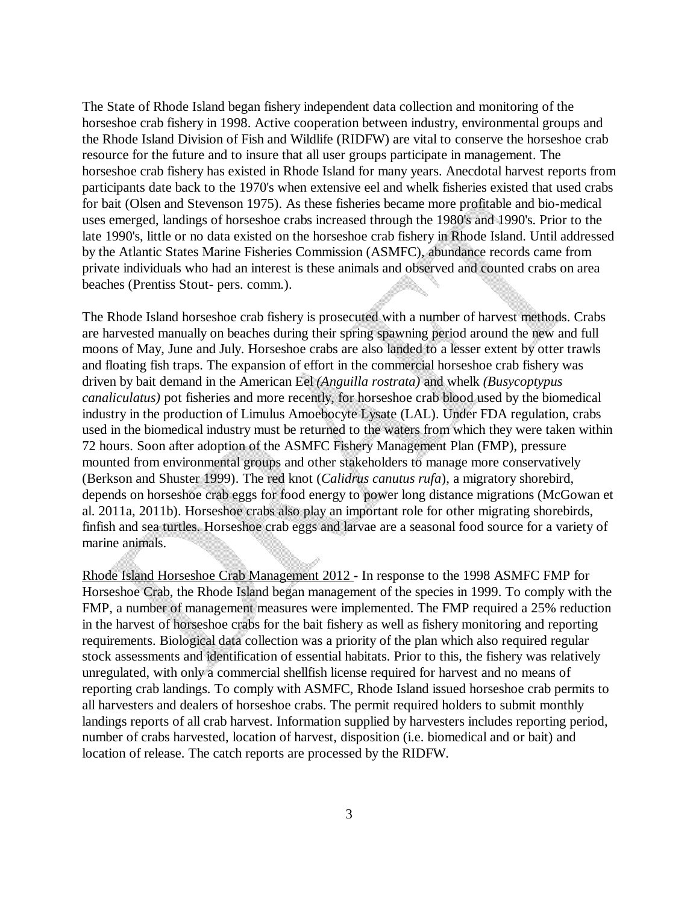The State of Rhode Island began fishery independent data collection and monitoring of the horseshoe crab fishery in 1998. Active cooperation between industry, environmental groups and the Rhode Island Division of Fish and Wildlife (RIDFW) are vital to conserve the horseshoe crab resource for the future and to insure that all user groups participate in management. The horseshoe crab fishery has existed in Rhode Island for many years. Anecdotal harvest reports from participants date back to the 1970's when extensive eel and whelk fisheries existed that used crabs for bait (Olsen and Stevenson 1975). As these fisheries became more profitable and bio-medical uses emerged, landings of horseshoe crabs increased through the 1980's and 1990's. Prior to the late 1990's, little or no data existed on the horseshoe crab fishery in Rhode Island. Until addressed by the Atlantic States Marine Fisheries Commission (ASMFC), abundance records came from private individuals who had an interest is these animals and observed and counted crabs on area beaches (Prentiss Stout- pers. comm.).

The Rhode Island horseshoe crab fishery is prosecuted with a number of harvest methods. Crabs are harvested manually on beaches during their spring spawning period around the new and full moons of May, June and July. Horseshoe crabs are also landed to a lesser extent by otter trawls and floating fish traps. The expansion of effort in the commercial horseshoe crab fishery was driven by bait demand in the American Eel *(Anguilla rostrata)* and whelk *(Busycoptypus canaliculatus)* pot fisheries and more recently, for horseshoe crab blood used by the biomedical industry in the production of Limulus Amoebocyte Lysate (LAL). Under FDA regulation, crabs used in the biomedical industry must be returned to the waters from which they were taken within 72 hours. Soon after adoption of the ASMFC Fishery Management Plan (FMP), pressure mounted from environmental groups and other stakeholders to manage more conservatively (Berkson and Shuster 1999). The red knot (*Calidrus canutus rufa*), a migratory shorebird, depends on horseshoe crab eggs for food energy to power long distance migrations (McGowan et al. 2011a, 2011b). Horseshoe crabs also play an important role for other migrating shorebirds, finfish and sea turtles. Horseshoe crab eggs and larvae are a seasonal food source for a variety of marine animals.

<u>Rhode Island Horseshoe Crab Management 2012</u> - In response to the 1998 ASMFC FMP for Horseshoe Crab, the Rhode Island began management of the species in 1999. To comply with the FMP, a number of management measures were implemented. The FMP required a 25% reduction in the harvest of horseshoe crabs for the bait fishery as well as fishery monitoring and reporting requirements. Biological data collection was a priority of the plan which also required regular stock assessments and identification of essential habitats. Prior to this, the fishery was relatively unregulated, with only a commercial shellfish license required for harvest and no means of reporting crab landings. To comply with ASMFC, Rhode Island issued horseshoe crab permits to all harvesters and dealers of horseshoe crabs. The permit required holders to submit monthly landings reports of all crab harvest. Information supplied by harvesters includes reporting period, number of crabs harvested, location of harvest, disposition (i.e. biomedical and or bait) and location of release. The catch reports are processed by the RIDFW.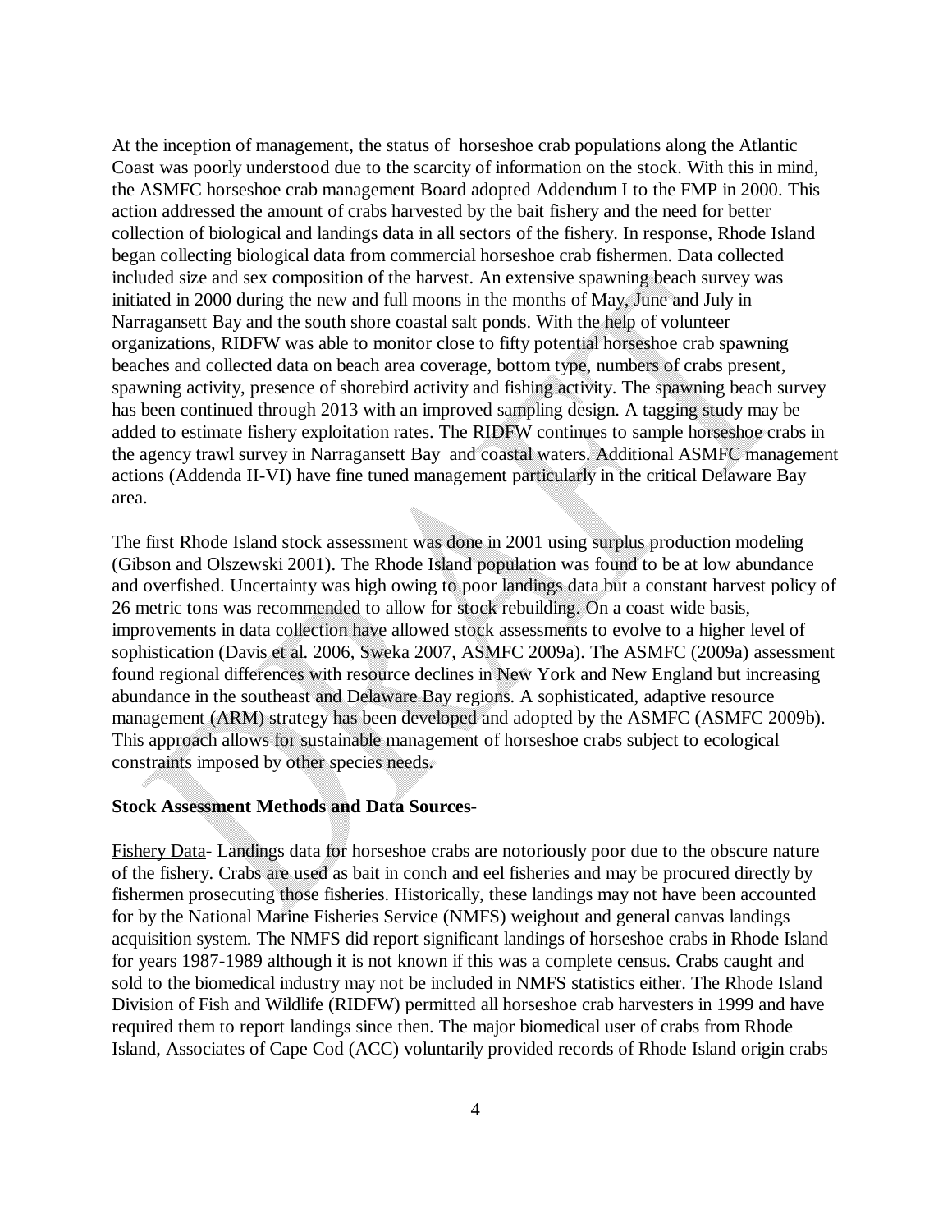At the inception of management, the status of horseshoe crab populations along the Atlantic Coast was poorly understood due to the scarcity of information on the stock. With this in mind, the ASMFC horseshoe crab management Board adopted Addendum I to the FMP in 2000. This action addressed the amount of crabs harvested by the bait fishery and the need for better collection of biological and landings data in all sectors of the fishery. In response, Rhode Island began collecting biological data from commercial horseshoe crab fishermen. Data collected included size and sex composition of the harvest. An extensive spawning beach survey was initiated in 2000 during the new and full moons in the months of May, June and July in Narragansett Bay and the south shore coastal salt ponds. With the help of volunteer organizations, RIDFW was able to monitor close to fifty potential horseshoe crab spawning beaches and collected data on beach area coverage, bottom type, numbers of crabs present, spawning activity, presence of shorebird activity and fishing activity. The spawning beach survey has been continued through 2013 with an improved sampling design. A tagging study may be added to estimate fishery exploitation rates. The RIDFW continues to sample horseshoe crabs in the agency trawl survey in Narragansett Bay and coastal waters. Additional ASMFC management actions (Addenda II-VI) have fine tuned management particularly in the critical Delaware Bay area.

The first Rhode Island stock assessment was done in 2001 using surplus production modeling (Gibson and Olszewski 2001). The Rhode Island population was found to be at low abundance and overfished. Uncertainty was high owing to poor landings data but a constant harvest policy of 26 metric tons was recommended to allow for stock rebuilding. On a coast wide basis, improvements in data collection have allowed stock assessments to evolve to a higher level of sophistication (Davis et al. 2006, Sweka 2007, ASMFC 2009a). The ASMFC (2009a) assessment found regional differences with resource declines in New York and New England but increasing abundance in the southeast and Delaware Bay regions. A sophisticated, adaptive resource management (ARM) strategy has been developed and adopted by the ASMFC (ASMFC 2009b). This approach allows for sustainable management of horseshoe crabs subject to ecological constraints imposed by other species needs.

**Stock Assessment Methods and Data Sources**-

Fishery Data- Landings data for horseshoe crabs are notoriously poor due to the obscure nature of the fishery. Crabs are used as bait in conch and eel fisheries and may be procured directly by fishermen prosecuting those fisheries. Historically, these landings may not have been accounted for by the National Marine Fisheries Service (NMFS) weighout and general canvas landings acquisition system. The NMFS did report significant landings of horseshoe crabs in Rhode Island for years 1987-1989 although it is not known if this was a complete census. Crabs caught and sold to the biomedical industry may not be included in NMFS statistics either. The Rhode Island Division of Fish and Wildlife (RIDFW) permitted all horseshoe crab harvesters in 1999 and have required them to report landings since then. The major biomedical user of crabs from Rhode Island, Associates of Cape Cod (ACC) voluntarily provided records of Rhode Island origin crabs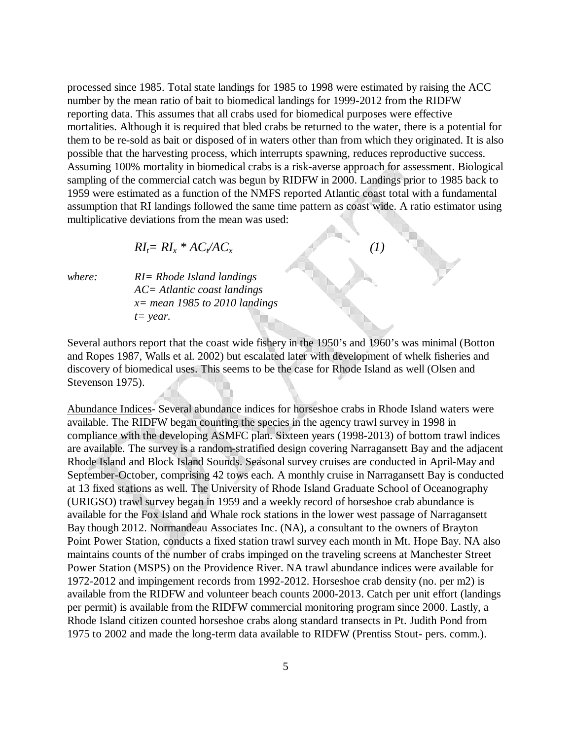processed since 1985. Total state landings for 1985 to 1998 were estimated by raising the ACC number by the mean ratio of bait to biomedical landings for 1999-2012 from the RIDFW reporting data. This assumes that all crabs used for biomedical purposes were effective mortalities. Although it is required that bled crabs be returned to the water, there is a potential for them to be re-sold as bait or disposed of in waters other than from which they originated. It is also possible that the harvesting process, which interrupts spawning, reduces reproductive success. Assuming 100% mortality in biomedical crabs is a risk-averse approach for assessment. Biological sampling of the commercial catch was begun by RIDFW in 2000. Landings prior to 1985 back to 1959 were estimated as a function of the NMFS reported Atlantic coast total with a fundamental assumption that RI landings followed the same time pattern as coast wide. A ratio estimator using multiplicative deviations from the mean was used:

$$RI_t = RI_x * AC_t/AC_x \qquad (1)$$

*where:* *RI= Rhode Island landings*
*AC= Atlantic coast landings*
*x= mean 1985 to 2010 landings*
*t= year.*

Several authors report that the coast wide fishery in the 1950's and 1960's was minimal (Botton and Ropes 1987, Walls et al. 2002) but escalated later with development of whelk fisheries and discovery of biomedical uses. This seems to be the case for Rhode Island as well (Olsen and Stevenson 1975).

<u>Abundance Indices</u>- Several abundance indices for horseshoe crabs in Rhode Island waters were available. The RIDFW began counting the species in the agency trawl survey in 1998 in compliance with the developing ASMFC plan. Sixteen years (1998-2013) of bottom trawl indices are available. The survey is a random-stratified design covering Narragansett Bay and the adjacent Rhode Island and Block Island Sounds. Seasonal survey cruises are conducted in April-May and September-October, comprising 42 tows each. A monthly cruise in Narragansett Bay is conducted at 13 fixed stations as well. The University of Rhode Island Graduate School of Oceanography (URIGSO) trawl survey began in 1959 and a weekly record of horseshoe crab abundance is available for the Fox Island and Whale rock stations in the lower west passage of Narragansett Bay though 2012. Normandeau Associates Inc. (NA), a consultant to the owners of Brayton Point Power Station, conducts a fixed station trawl survey each month in Mt. Hope Bay. NA also maintains counts of the number of crabs impinged on the traveling screens at Manchester Street Power Station (MSPS) on the Providence River. NA trawl abundance indices were available for 1972-2012 and impingement records from 1992-2012. Horseshoe crab density (no. per m2) is available from the RIDFW and volunteer beach counts 2000-2013. Catch per unit effort (landings per permit) is available from the RIDFW commercial monitoring program since 2000. Lastly, a Rhode Island citizen counted horseshoe crabs along standard transects in Pt. Judith Pond from 1975 to 2002 and made the long-term data available to RIDFW (Prentiss Stout- pers. comm.).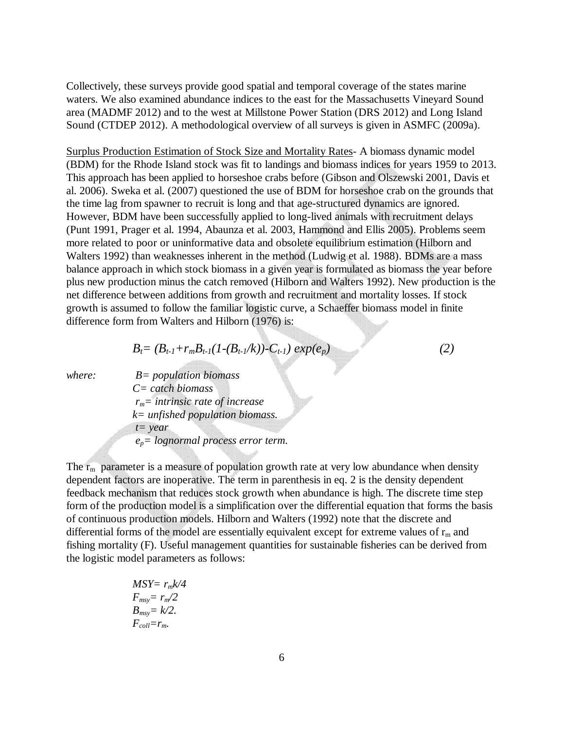Collectively, these surveys provide good spatial and temporal coverage of the states marine waters. We also examined abundance indices to the east for the Massachusetts Vineyard Sound area (MADMF 2012) and to the west at Millstone Power Station (DRS 2012) and Long Island Sound (CTDEP 2012). A methodological overview of all surveys is given in ASMFC (2009a).

<u>Surplus Production Estimation of Stock Size and Mortality Rates</u>- A biomass dynamic model (BDM) for the Rhode Island stock was fit to landings and biomass indices for years 1959 to 2013. This approach has been applied to horseshoe crabs before (Gibson and Olszewski 2001, Davis et al. 2006). Sweka et al. (2007) questioned the use of BDM for horseshoe crab on the grounds that the time lag from spawner to recruit is long and that age-structured dynamics are ignored. However, BDM have been successfully applied to long-lived animals with recruitment delays (Punt 1991, Prager et al. 1994, Abaunza et al. 2003, Hammond and Ellis 2005). Problems seem more related to poor or uninformative data and obsolete equilibrium estimation (Hilborn and Walters 1992) than weaknesses inherent in the method (Ludwig et al. 1988). BDMs are a mass balance approach in which stock biomass in a given year is formulated as biomass the year before plus new production minus the catch removed (Hilborn and Walters 1992). New production is the net difference between additions from growth and recruitment and mortality losses. If stock growth is assumed to follow the familiar logistic curve, a Schaeffer biomass model in finite difference form from Walters and Hilborn (1976) is:

$$B_t = (B_{t-1} + r_m B_{t-1}(1-(B_{t-1}/k)) - C_{t-1}) \exp(e_p) \qquad (2)$$

*where:*

- $B$ = *population biomass*
- $C$ = *catch biomass*
- $r_m$ = *intrinsic rate of increase*
- $k$ = *unfished population biomass.*
- $t$ = *year*
- $e_p$ = *lognormal process error term.*

The $r_m$ parameter is a measure of population growth rate at very low abundance when density dependent factors are inoperative. The term in parenthesis in eq. 2 is the density dependent feedback mechanism that reduces stock growth when abundance is high. The discrete time step form of the production model is a simplification over the differential equation that forms the basis of continuous production models. Hilborn and Walters (1992) note that the discrete and differential forms of the model are essentially equivalent except for extreme values of $r_m$ and fishing mortality (F). Useful management quantities for sustainable fisheries can be derived from the logistic model parameters as follows:

$$MSY = r_m k/4$$
$$F_{msy} = r_m/2$$
$$B_{msy} = k/2.$$
$$F_{coll} = r_m.$$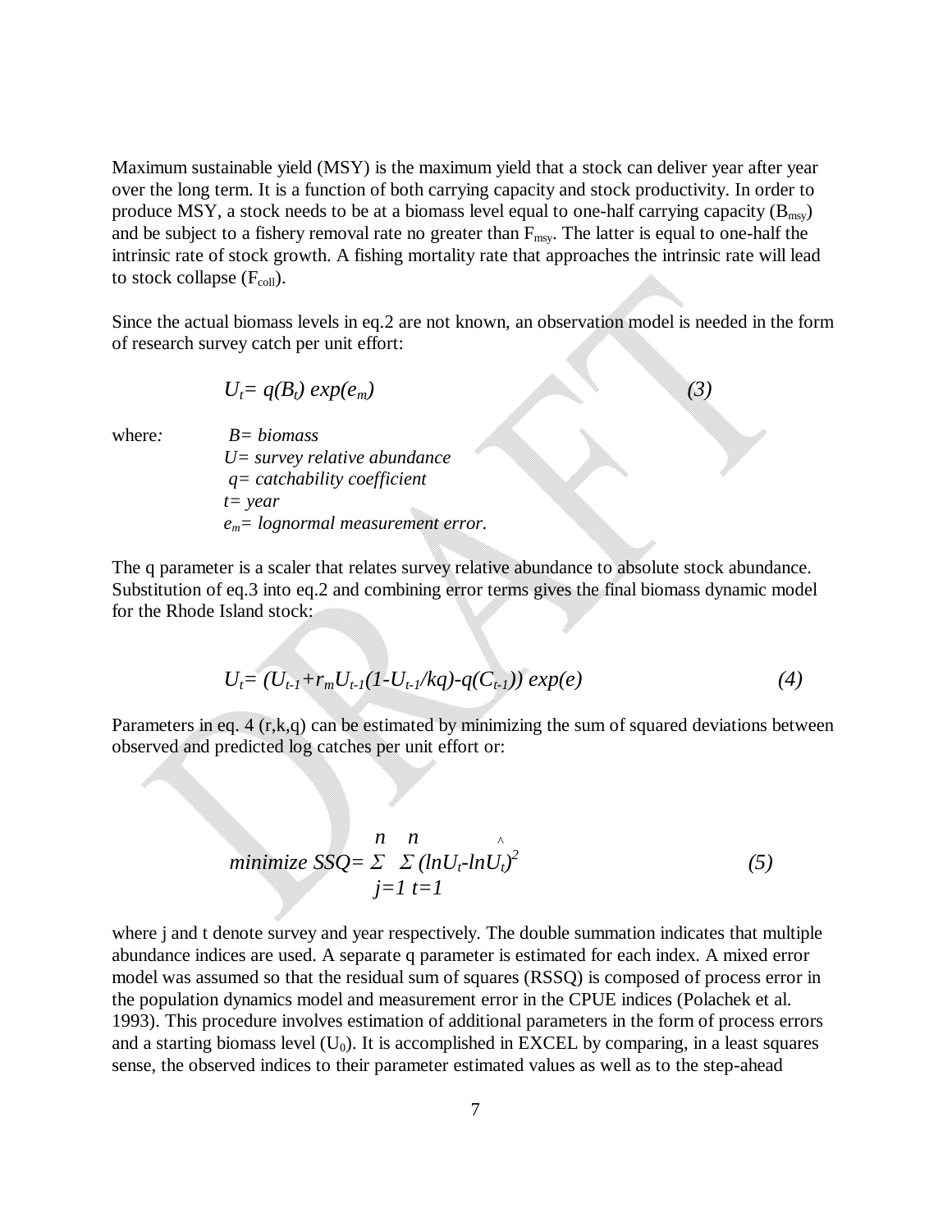Maximum sustainable yield (MSY) is the maximum yield that a stock can deliver year after year over the long term. It is a function of both carrying capacity and stock productivity. In order to produce MSY, a stock needs to be at a biomass level equal to one-half carrying capacity ($B_{msy}$) and be subject to a fishery removal rate no greater than $F_{msy}$. The latter is equal to one-half the intrinsic rate of stock growth. A fishing mortality rate that approaches the intrinsic rate will lead to stock collapse ($F_{coll}$).

Since the actual biomass levels in eq.2 are not known, an observation model is needed in the form of research survey catch per unit effort:

$$U_t = q(B_t)\, exp(e_m) \qquad (3)$$

where: *B= biomass*
*U= survey relative abundance*
*q= catchability coefficient*
*t= year*
$e_m$*= lognormal measurement error.*

The q parameter is a scaler that relates survey relative abundance to absolute stock abundance. Substitution of eq.3 into eq.2 and combining error terms gives the final biomass dynamic model for the Rhode Island stock:

$$U_t = (U_{t-1} + r_m U_{t-1}(1 - U_{t-1}/kq) - q(C_{t-1}))\, exp(e) \qquad (4)$$

Parameters in eq. 4 (r,k,q) can be estimated by minimizing the sum of squared deviations between observed and predicted log catches per unit effort or:

$$minimize\ SSQ = \sum_{j=1}^{n} \sum_{t=1}^{n} (lnU_t - ln\hat{U}_t)^2 \qquad (5)$$

where j and t denote survey and year respectively. The double summation indicates that multiple abundance indices are used. A separate q parameter is estimated for each index. A mixed error model was assumed so that the residual sum of squares (RSSQ) is composed of process error in the population dynamics model and measurement error in the CPUE indices (Polachek et al. 1993). This procedure involves estimation of additional parameters in the form of process errors and a starting biomass level ($U_0$). It is accomplished in EXCEL by comparing, in a least squares sense, the observed indices to their parameter estimated values as well as to the step-ahead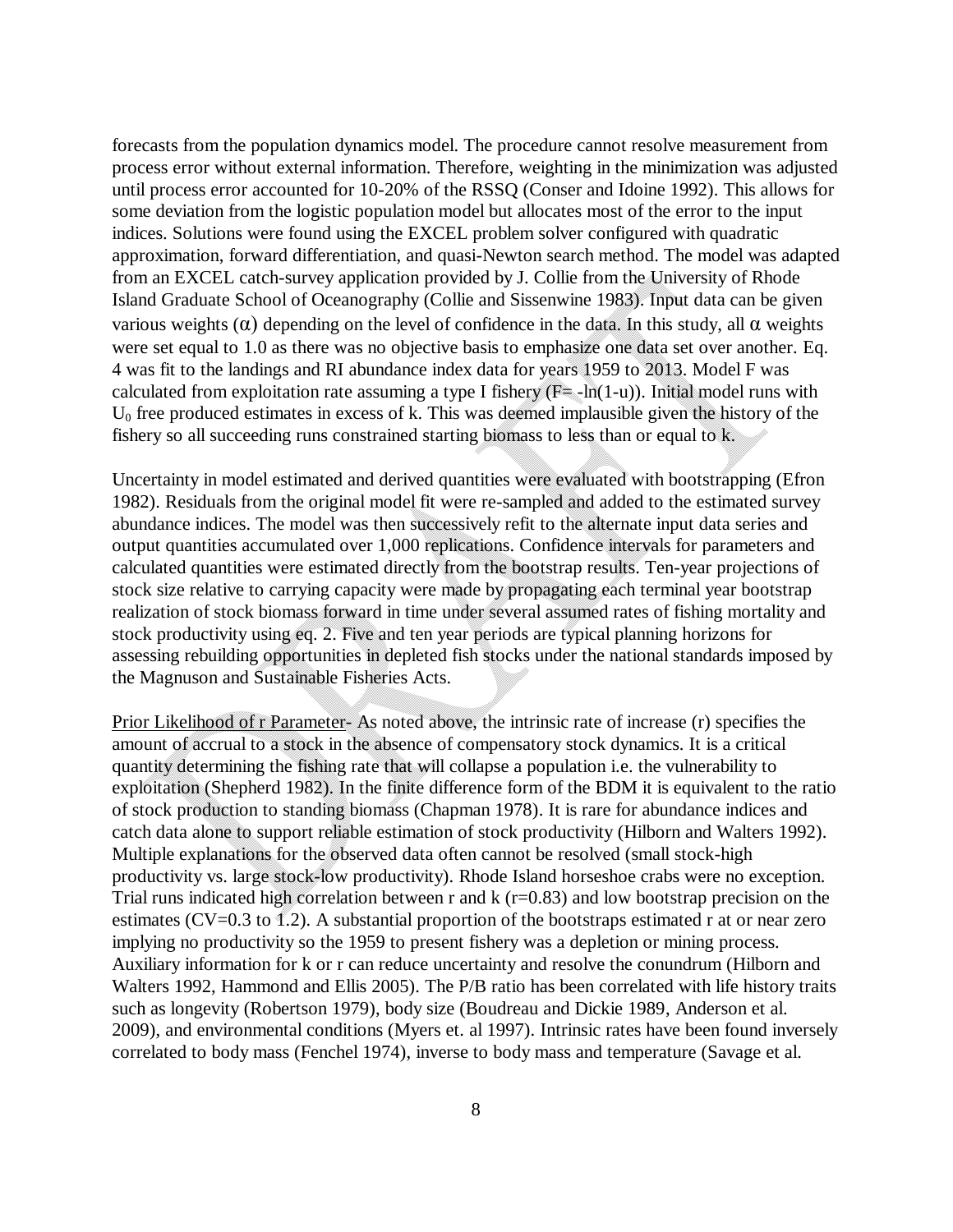forecasts from the population dynamics model. The procedure cannot resolve measurement from process error without external information. Therefore, weighting in the minimization was adjusted until process error accounted for 10-20% of the RSSQ (Conser and Idoine 1992). This allows for some deviation from the logistic population model but allocates most of the error to the input indices. Solutions were found using the EXCEL problem solver configured with quadratic approximation, forward differentiation, and quasi-Newton search method. The model was adapted from an EXCEL catch-survey application provided by J. Collie from the University of Rhode Island Graduate School of Oceanography (Collie and Sissenwine 1983). Input data can be given various weights ($\alpha$) depending on the level of confidence in the data. In this study, all $\alpha$ weights were set equal to 1.0 as there was no objective basis to emphasize one data set over another. Eq. 4 was fit to the landings and RI abundance index data for years 1959 to 2013. Model F was calculated from exploitation rate assuming a type I fishery ($F= -\ln(1-u)$). Initial model runs with $U_0$ free produced estimates in excess of k. This was deemed implausible given the history of the fishery so all succeeding runs constrained starting biomass to less than or equal to k.

Uncertainty in model estimated and derived quantities were evaluated with bootstrapping (Efron 1982). Residuals from the original model fit were re-sampled and added to the estimated survey abundance indices. The model was then successively refit to the alternate input data series and output quantities accumulated over 1,000 replications. Confidence intervals for parameters and calculated quantities were estimated directly from the bootstrap results. Ten-year projections of stock size relative to carrying capacity were made by propagating each terminal year bootstrap realization of stock biomass forward in time under several assumed rates of fishing mortality and stock productivity using eq. 2. Five and ten year periods are typical planning horizons for assessing rebuilding opportunities in depleted fish stocks under the national standards imposed by the Magnuson and Sustainable Fisheries Acts.

<u>Prior Likelihood of r Parameter</u>- As noted above, the intrinsic rate of increase (r) specifies the amount of accrual to a stock in the absence of compensatory stock dynamics. It is a critical quantity determining the fishing rate that will collapse a population i.e. the vulnerability to exploitation (Shepherd 1982). In the finite difference form of the BDM it is equivalent to the ratio of stock production to standing biomass (Chapman 1978). It is rare for abundance indices and catch data alone to support reliable estimation of stock productivity (Hilborn and Walters 1992). Multiple explanations for the observed data often cannot be resolved (small stock-high productivity vs. large stock-low productivity). Rhode Island horseshoe crabs were no exception. Trial runs indicated high correlation between r and k ($r=0.83$) and low bootstrap precision on the estimates (CV=0.3 to 1.2). A substantial proportion of the bootstraps estimated r at or near zero implying no productivity so the 1959 to present fishery was a depletion or mining process. Auxiliary information for k or r can reduce uncertainty and resolve the conundrum (Hilborn and Walters 1992, Hammond and Ellis 2005). The P/B ratio has been correlated with life history traits such as longevity (Robertson 1979), body size (Boudreau and Dickie 1989, Anderson et al. 2009), and environmental conditions (Myers et. al 1997). Intrinsic rates have been found inversely correlated to body mass (Fenchel 1974), inverse to body mass and temperature (Savage et al.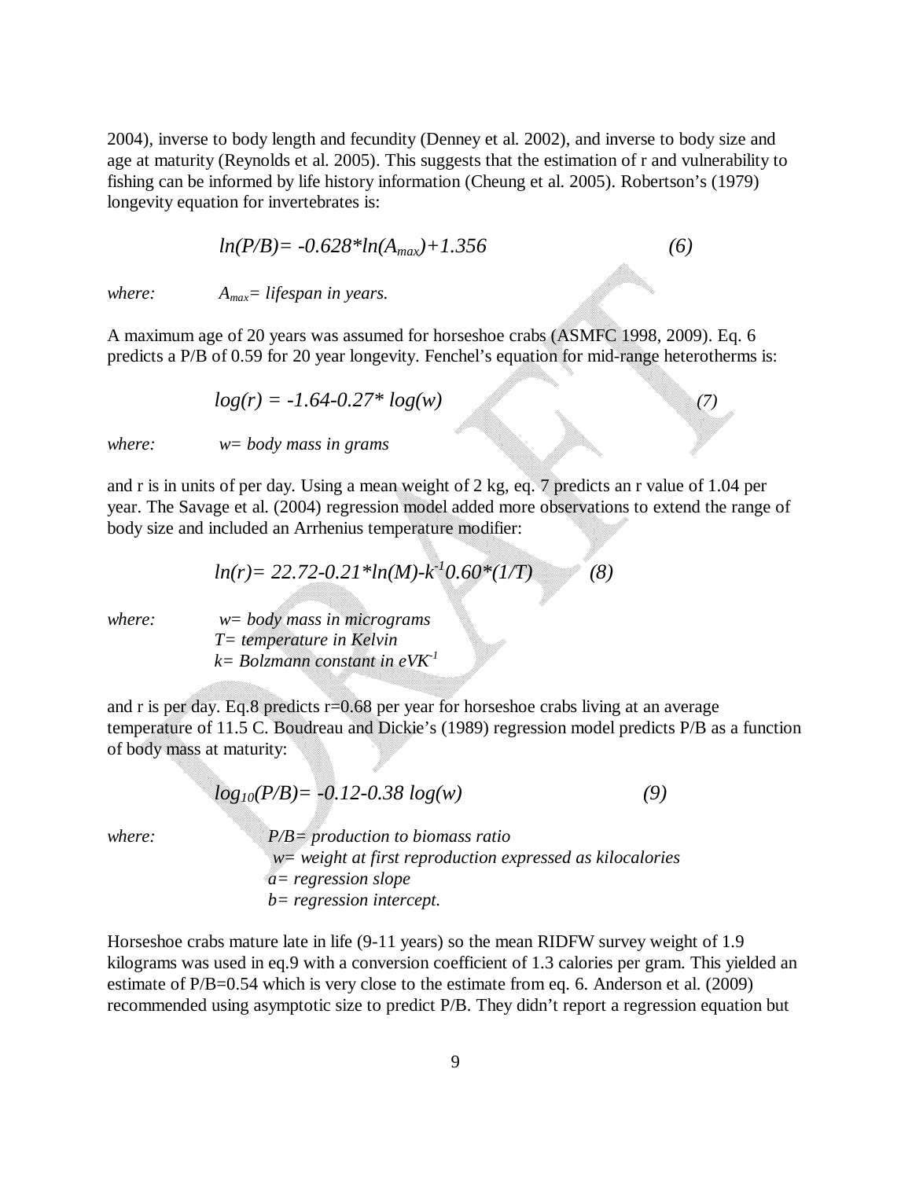2004), inverse to body length and fecundity (Denney et al. 2002), and inverse to body size and age at maturity (Reynolds et al. 2005). This suggests that the estimation of r and vulnerability to fishing can be informed by life history information (Cheung et al. 2005). Robertson's (1979) longevity equation for invertebrates is:

$$ln(P/B) = -0.628*ln(A_{max})+1.356 \qquad (6)$$

*where:* $A_{max}$ *= lifespan in years.*

A maximum age of 20 years was assumed for horseshoe crabs (ASMFC 1998, 2009). Eq. 6 predicts a P/B of 0.59 for 20 year longevity. Fenchel's equation for mid-range heterotherms is:

$$log(r) = -1.64-0.27* log(w) \qquad (7)$$

*where:* *w= body mass in grams*

and r is in units of per day. Using a mean weight of 2 kg, eq. 7 predicts an r value of 1.04 per year. The Savage et al. (2004) regression model added more observations to extend the range of body size and included an Arrhenius temperature modifier:

$$ln(r)= 22.72-0.21*ln(M)-k^{-1}0.60*(1/T) \qquad (8)$$

*where:* *w= body mass in micrograms*
*T= temperature in Kelvin*
*k= Bolzmann constant in* $eVK^{-1}$

and r is per day. Eq.8 predicts r=0.68 per year for horseshoe crabs living at an average temperature of 11.5 C. Boudreau and Dickie's (1989) regression model predicts P/B as a function of body mass at maturity:

$$log_{10}(P/B)= -0.12-0.38\ log(w) \qquad (9)$$

*where:* *P/B= production to biomass ratio*
*w= weight at first reproduction expressed as kilocalories*
*a= regression slope*
*b= regression intercept.*

Horseshoe crabs mature late in life (9-11 years) so the mean RIDFW survey weight of 1.9 kilograms was used in eq.9 with a conversion coefficient of 1.3 calories per gram. This yielded an estimate of P/B=0.54 which is very close to the estimate from eq. 6. Anderson et al. (2009) recommended using asymptotic size to predict P/B. They didn't report a regression equation but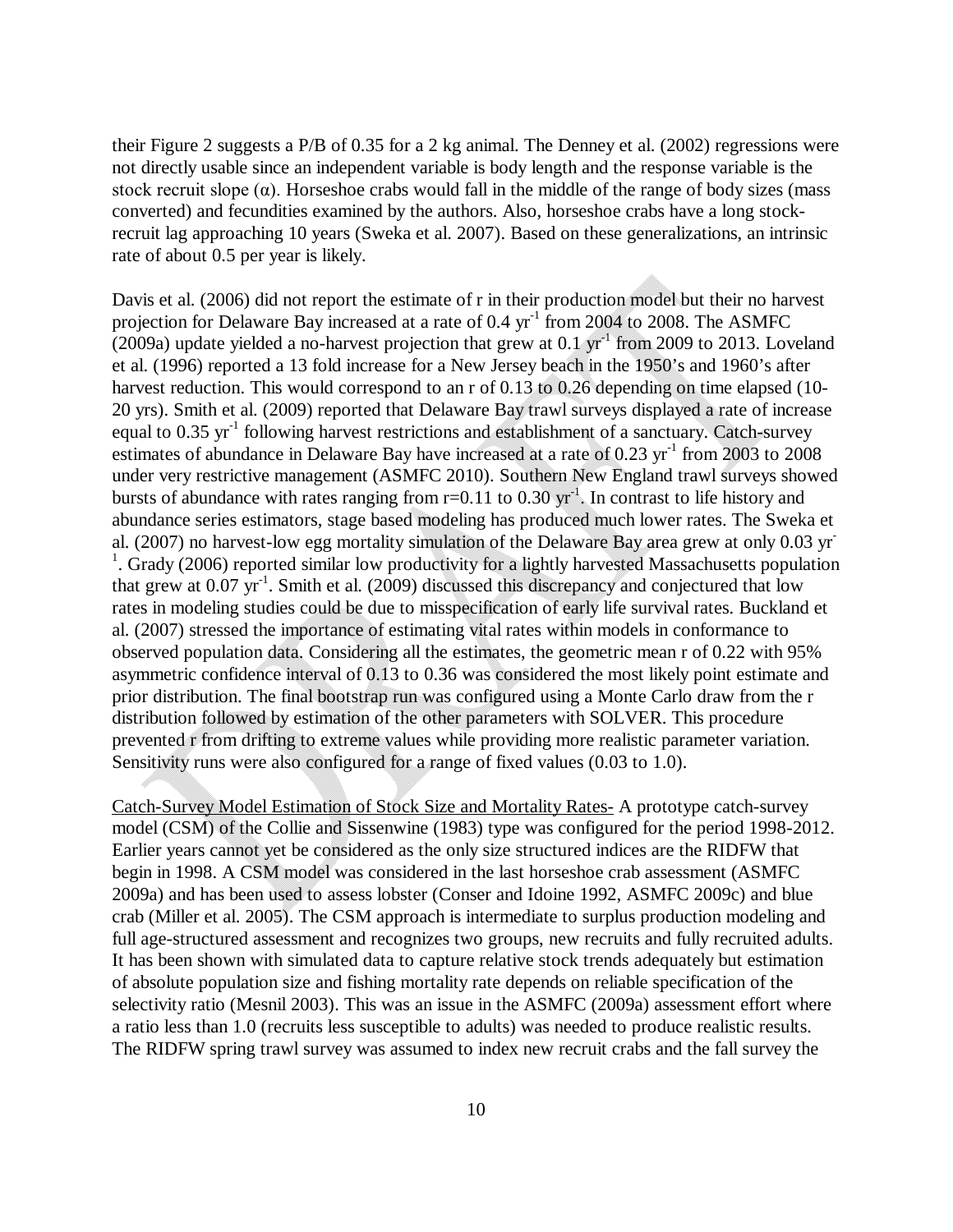their Figure 2 suggests a P/B of 0.35 for a 2 kg animal. The Denney et al. (2002) regressions were not directly usable since an independent variable is body length and the response variable is the stock recruit slope ($\alpha$). Horseshoe crabs would fall in the middle of the range of body sizes (mass converted) and fecundities examined by the authors. Also, horseshoe crabs have a long stock-recruit lag approaching 10 years (Sweka et al. 2007). Based on these generalizations, an intrinsic rate of about 0.5 per year is likely.

Davis et al. (2006) did not report the estimate of r in their production model but their no harvest projection for Delaware Bay increased at a rate of 0.4 $yr^{-1}$ from 2004 to 2008. The ASMFC (2009a) update yielded a no-harvest projection that grew at 0.1 $yr^{-1}$ from 2009 to 2013. Loveland et al. (1996) reported a 13 fold increase for a New Jersey beach in the 1950's and 1960's after harvest reduction. This would correspond to an r of 0.13 to 0.26 depending on time elapsed (10-20 yrs). Smith et al. (2009) reported that Delaware Bay trawl surveys displayed a rate of increase equal to 0.35 $yr^{-1}$ following harvest restrictions and establishment of a sanctuary. Catch-survey estimates of abundance in Delaware Bay have increased at a rate of 0.23 $yr^{-1}$ from 2003 to 2008 under very restrictive management (ASMFC 2010). Southern New England trawl surveys showed bursts of abundance with rates ranging from r=0.11 to 0.30 $yr^{-1}$. In contrast to life history and abundance series estimators, stage based modeling has produced much lower rates. The Sweka et al. (2007) no harvest-low egg mortality simulation of the Delaware Bay area grew at only 0.03 $yr^{-1}$. Grady (2006) reported similar low productivity for a lightly harvested Massachusetts population that grew at 0.07 $yr^{-1}$. Smith et al. (2009) discussed this discrepancy and conjectured that low rates in modeling studies could be due to misspecification of early life survival rates. Buckland et al. (2007) stressed the importance of estimating vital rates within models in conformance to observed population data. Considering all the estimates, the geometric mean r of 0.22 with 95% asymmetric confidence interval of 0.13 to 0.36 was considered the most likely point estimate and prior distribution. The final bootstrap run was configured using a Monte Carlo draw from the r distribution followed by estimation of the other parameters with SOLVER. This procedure prevented r from drifting to extreme values while providing more realistic parameter variation. Sensitivity runs were also configured for a range of fixed values (0.03 to 1.0).

Catch-Survey Model Estimation of Stock Size and Mortality Rates- A prototype catch-survey model (CSM) of the Collie and Sissenwine (1983) type was configured for the period 1998-2012. Earlier years cannot yet be considered as the only size structured indices are the RIDFW that begin in 1998. A CSM model was considered in the last horseshoe crab assessment (ASMFC 2009a) and has been used to assess lobster (Conser and Idoine 1992, ASMFC 2009c) and blue crab (Miller et al. 2005). The CSM approach is intermediate to surplus production modeling and full age-structured assessment and recognizes two groups, new recruits and fully recruited adults. It has been shown with simulated data to capture relative stock trends adequately but estimation of absolute population size and fishing mortality rate depends on reliable specification of the selectivity ratio (Mesnil 2003). This was an issue in the ASMFC (2009a) assessment effort where a ratio less than 1.0 (recruits less susceptible to adults) was needed to produce realistic results. The RIDFW spring trawl survey was assumed to index new recruit crabs and the fall survey the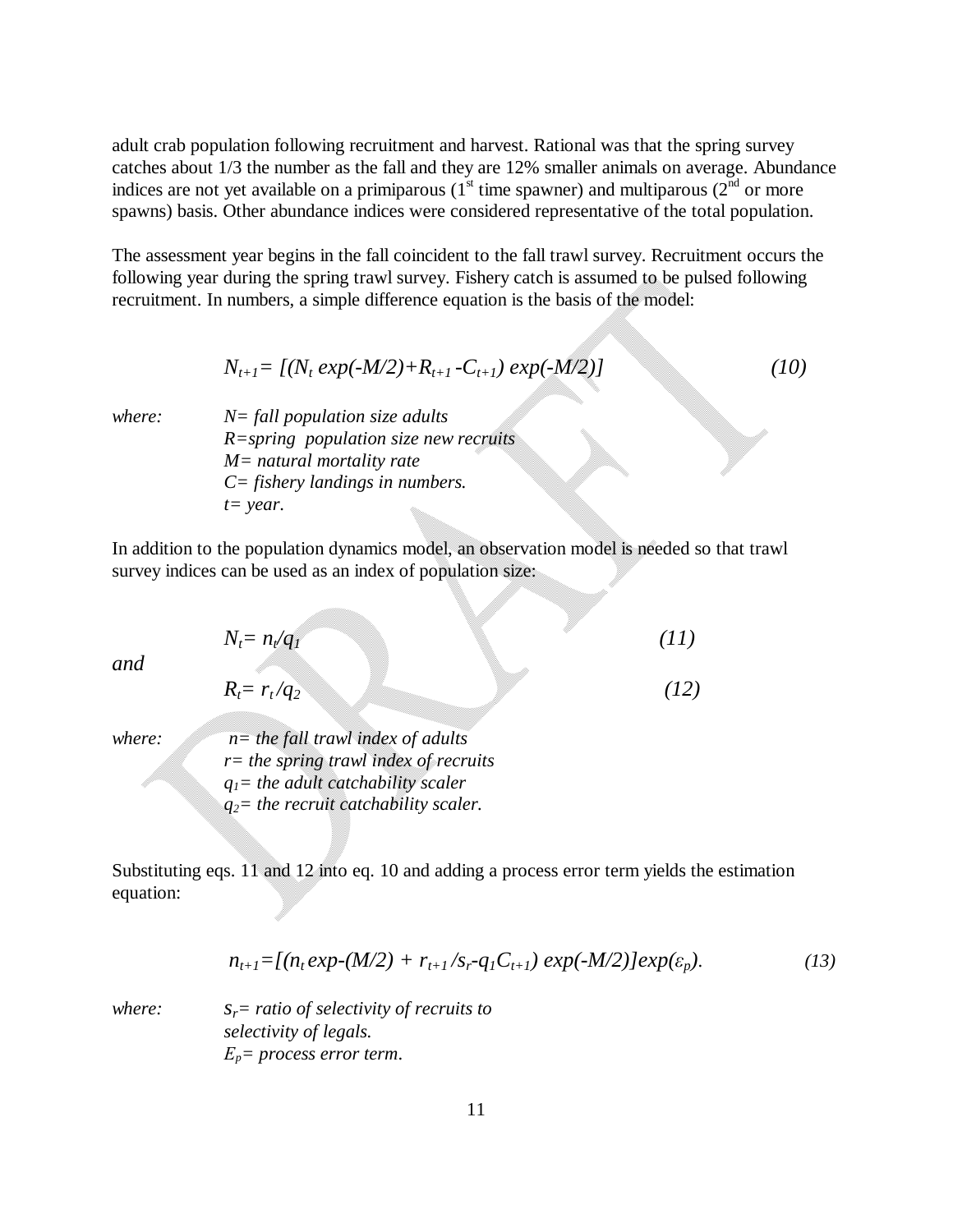adult crab population following recruitment and harvest. Rational was that the spring survey catches about 1/3 the number as the fall and they are 12% smaller animals on average. Abundance indices are not yet available on a primiparous (1st time spawner) and multiparous (2nd or more spawns) basis. Other abundance indices were considered representative of the total population.

The assessment year begins in the fall coincident to the fall trawl survey. Recruitment occurs the following year during the spring trawl survey. Fishery catch is assumed to be pulsed following recruitment. In numbers, a simple difference equation is the basis of the model:

$$N_{t+1}= [(N_t \exp(-M/2)+R_{t+1} -C_{t+1}) \exp(-M/2)] \qquad (10)$$

*where:*
- $N$ = *fall population size adults*
- $R$ = *spring population size new recruits*
- $M$ = *natural mortality rate*
- $C$ = *fishery landings in numbers.*
- $t$ = *year.*

In addition to the population dynamics model, an observation model is needed so that trawl survey indices can be used as an index of population size:

$$N_t= n_t/q_1 \qquad (11)$$

*and*

$$R_t= r_t /q_2 \qquad (12)$$

*where:*
- $n$ = *the fall trawl index of adults*
- $r$ = *the spring trawl index of recruits*
- $q_1$ = *the adult catchability scaler*
- $q_2$ = *the recruit catchability scaler.*

Substituting eqs. 11 and 12 into eq. 10 and adding a process error term yields the estimation equation:

$$n_{t+1}=[(n_t \exp\text{-}(M/2) + r_{t+1} /s_r\text{-}q_1C_{t+1}) \exp(-M/2)]\exp(\varepsilon_p). \qquad (13)$$

*where:*
- $s_r$ = *ratio of selectivity of recruits to selectivity of legals.*
- $E_p$ = *process error term.*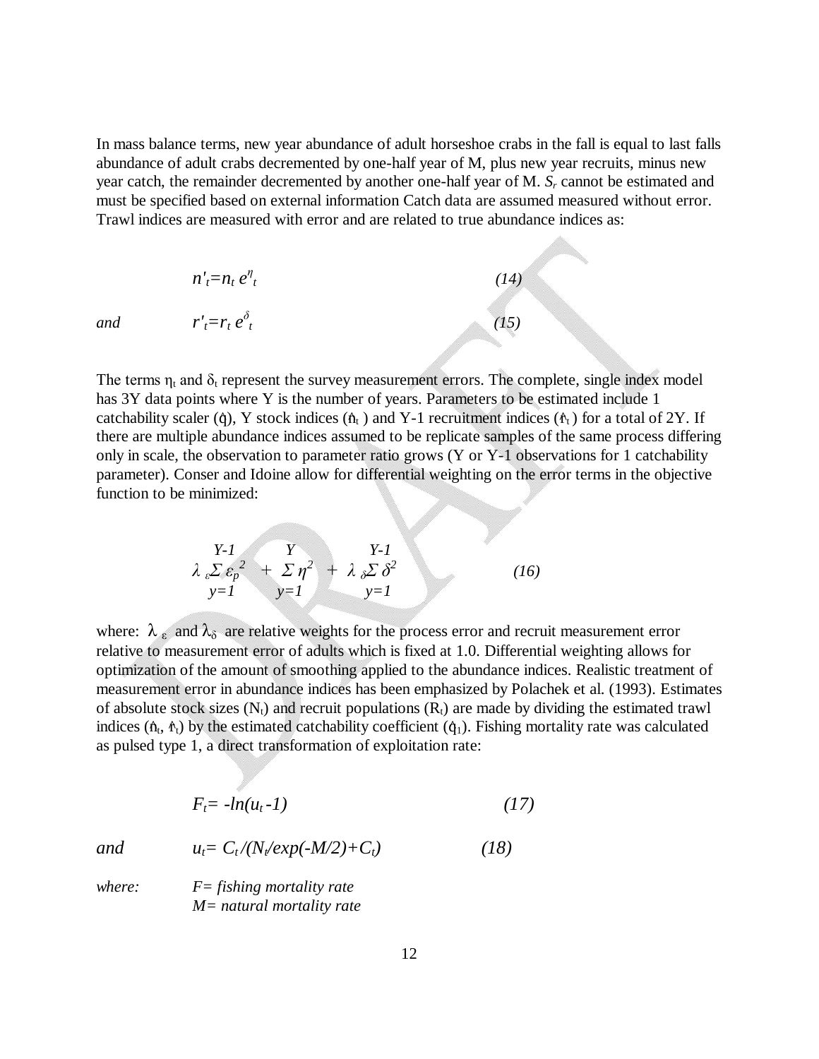In mass balance terms, new year abundance of adult horseshoe crabs in the fall is equal to last falls abundance of adult crabs decremented by one-half year of M, plus new year recruits, minus new year catch, the remainder decremented by another one-half year of M. $S_r$ cannot be estimated and must be specified based on external information Catch data are assumed measured without error. Trawl indices are measured with error and are related to true abundance indices as:

$$n'_t = n_t \, e^{\eta_t} \qquad (14)$$

and

$$r'_t = r_t \, e^{\delta_t} \qquad (15)$$

The terms $\eta_t$ and $\delta_t$ represent the survey measurement errors. The complete, single index model has 3Y data points where Y is the number of years. Parameters to be estimated include 1 catchability scaler ($\hat{q}$), Y stock indices ($\hat{n}_t$) and Y-1 recruitment indices ($\hat{r}_t$) for a total of 2Y. If there are multiple abundance indices assumed to be replicate samples of the same process differing only in scale, the observation to parameter ratio grows (Y or Y-1 observations for 1 catchability parameter). Conser and Idoine allow for differential weighting on the error terms in the objective function to be minimized:

$$\lambda_{\varepsilon} \sum_{y=1}^{Y-1} \varepsilon_p^{\,2} + \sum_{y=1}^{Y} \eta^2 + \lambda_{\delta} \sum_{y=1}^{Y-1} \delta^2 \qquad (16)$$

where: $\lambda_{\varepsilon}$ and $\lambda_{\delta}$ are relative weights for the process error and recruit measurement error relative to measurement error of adults which is fixed at 1.0. Differential weighting allows for optimization of the amount of smoothing applied to the abundance indices. Realistic treatment of measurement error in abundance indices has been emphasized by Polachek et al. (1993). Estimates of absolute stock sizes ($N_t$) and recruit populations ($R_t$) are made by dividing the estimated trawl indices ($\hat{n}_t$, $\hat{r}_t$) by the estimated catchability coefficient ($\hat{q}_1$). Fishing mortality rate was calculated as pulsed type 1, a direct transformation of exploitation rate:

$$F_t = -ln(u_t - 1) \qquad (17)$$

and

$$u_t = C_t / (N_t / exp(-M/2) + C_t) \qquad (18)$$

where: $F$ = fishing mortality rate
$M$ = natural mortality rate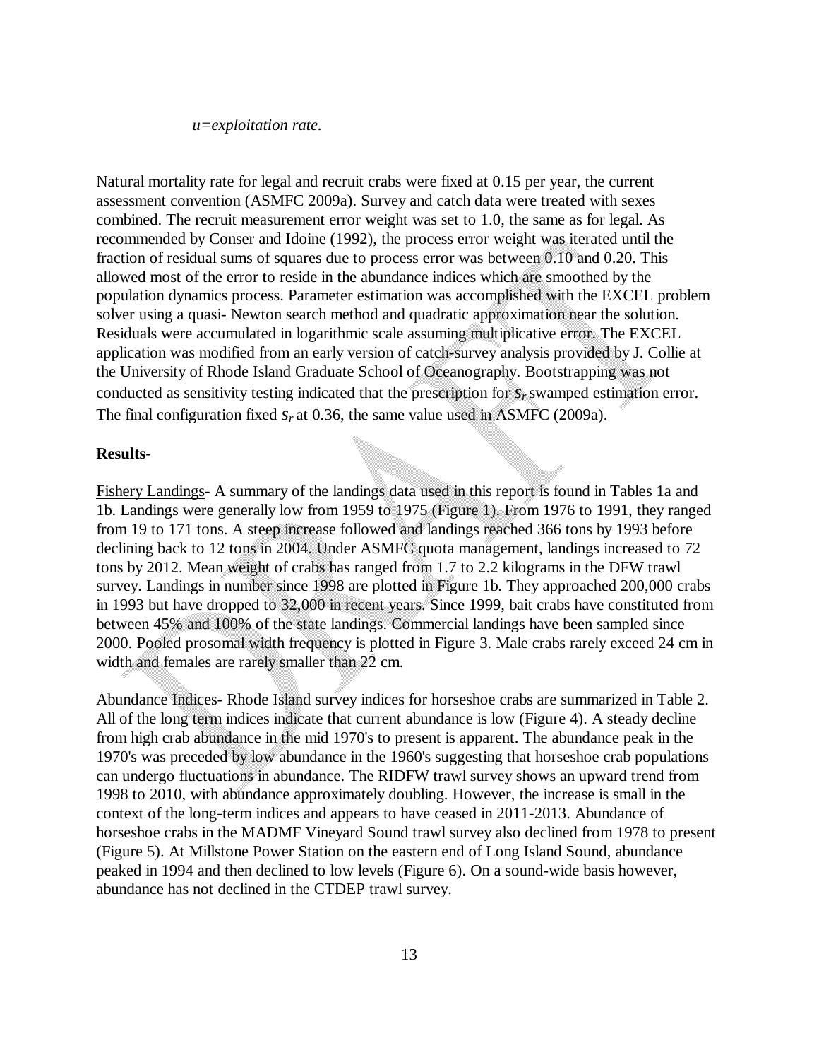*u=exploitation rate.*

Natural mortality rate for legal and recruit crabs were fixed at 0.15 per year, the current assessment convention (ASMFC 2009a). Survey and catch data were treated with sexes combined. The recruit measurement error weight was set to 1.0, the same as for legal. As recommended by Conser and Idoine (1992), the process error weight was iterated until the fraction of residual sums of squares due to process error was between 0.10 and 0.20. This allowed most of the error to reside in the abundance indices which are smoothed by the population dynamics process. Parameter estimation was accomplished with the EXCEL problem solver using a quasi- Newton search method and quadratic approximation near the solution. Residuals were accumulated in logarithmic scale assuming multiplicative error. The EXCEL application was modified from an early version of catch-survey analysis provided by J. Collie at the University of Rhode Island Graduate School of Oceanography. Bootstrapping was not conducted as sensitivity testing indicated that the prescription for $s_r$ swamped estimation error. The final configuration fixed $s_r$ at 0.36, the same value used in ASMFC (2009a).

**Results**-

Fishery Landings- A summary of the landings data used in this report is found in Tables 1a and 1b. Landings were generally low from 1959 to 1975 (Figure 1). From 1976 to 1991, they ranged from 19 to 171 tons. A steep increase followed and landings reached 366 tons by 1993 before declining back to 12 tons in 2004. Under ASMFC quota management, landings increased to 72 tons by 2012. Mean weight of crabs has ranged from 1.7 to 2.2 kilograms in the DFW trawl survey. Landings in number since 1998 are plotted in Figure 1b. They approached 200,000 crabs in 1993 but have dropped to 32,000 in recent years. Since 1999, bait crabs have constituted from between 45% and 100% of the state landings. Commercial landings have been sampled since 2000. Pooled prosomal width frequency is plotted in Figure 3. Male crabs rarely exceed 24 cm in width and females are rarely smaller than 22 cm.

Abundance Indices- Rhode Island survey indices for horseshoe crabs are summarized in Table 2. All of the long term indices indicate that current abundance is low (Figure 4). A steady decline from high crab abundance in the mid 1970's to present is apparent. The abundance peak in the 1970's was preceded by low abundance in the 1960's suggesting that horseshoe crab populations can undergo fluctuations in abundance. The RIDFW trawl survey shows an upward trend from 1998 to 2010, with abundance approximately doubling. However, the increase is small in the context of the long-term indices and appears to have ceased in 2011-2013. Abundance of horseshoe crabs in the MADMF Vineyard Sound trawl survey also declined from 1978 to present (Figure 5). At Millstone Power Station on the eastern end of Long Island Sound, abundance peaked in 1994 and then declined to low levels (Figure 6). On a sound-wide basis however, abundance has not declined in the CTDEP trawl survey.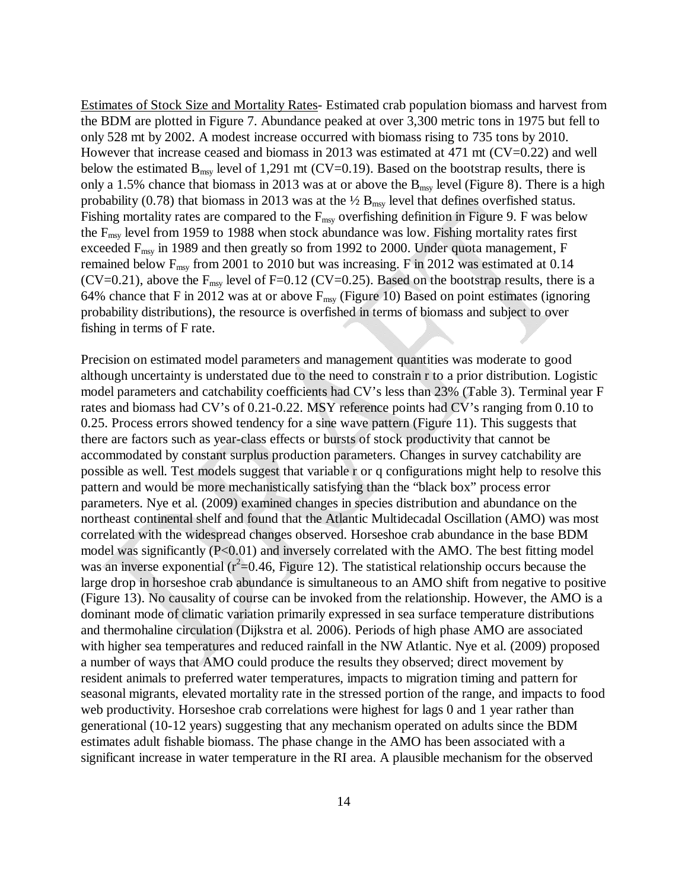Estimates of Stock Size and Mortality Rates- Estimated crab population biomass and harvest from the BDM are plotted in Figure 7. Abundance peaked at over 3,300 metric tons in 1975 but fell to only 528 mt by 2002. A modest increase occurred with biomass rising to 735 tons by 2010. However that increase ceased and biomass in 2013 was estimated at 471 mt (CV=0.22) and well below the estimated $B_{msy}$ level of 1,291 mt (CV=0.19). Based on the bootstrap results, there is only a 1.5% chance that biomass in 2013 was at or above the $B_{msy}$ level (Figure 8). There is a high probability (0.78) that biomass in 2013 was at the ½ $B_{msy}$ level that defines overfished status. Fishing mortality rates are compared to the $F_{msy}$ overfishing definition in Figure 9. F was below the $F_{msy}$ level from 1959 to 1988 when stock abundance was low. Fishing mortality rates first exceeded $F_{msy}$ in 1989 and then greatly so from 1992 to 2000. Under quota management, F remained below $F_{msy}$ from 2001 to 2010 but was increasing. F in 2012 was estimated at 0.14 (CV=0.21), above the $F_{msy}$ level of F=0.12 (CV=0.25). Based on the bootstrap results, there is a 64% chance that F in 2012 was at or above $F_{msy}$ (Figure 10) Based on point estimates (ignoring probability distributions), the resource is overfished in terms of biomass and subject to over fishing in terms of F rate.

Precision on estimated model parameters and management quantities was moderate to good although uncertainty is understated due to the need to constrain r to a prior distribution. Logistic model parameters and catchability coefficients had CV's less than 23% (Table 3). Terminal year F rates and biomass had CV's of 0.21-0.22. MSY reference points had CV's ranging from 0.10 to 0.25. Process errors showed tendency for a sine wave pattern (Figure 11). This suggests that there are factors such as year-class effects or bursts of stock productivity that cannot be accommodated by constant surplus production parameters. Changes in survey catchability are possible as well. Test models suggest that variable r or q configurations might help to resolve this pattern and would be more mechanistically satisfying than the "black box" process error parameters. Nye et al. (2009) examined changes in species distribution and abundance on the northeast continental shelf and found that the Atlantic Multidecadal Oscillation (AMO) was most correlated with the widespread changes observed. Horseshoe crab abundance in the base BDM model was significantly ($P<0.01$) and inversely correlated with the AMO. The best fitting model was an inverse exponential ($r^2$=0.46, Figure 12). The statistical relationship occurs because the large drop in horseshoe crab abundance is simultaneous to an AMO shift from negative to positive (Figure 13). No causality of course can be invoked from the relationship. However, the AMO is a dominant mode of climatic variation primarily expressed in sea surface temperature distributions and thermohaline circulation (Dijkstra et al. 2006). Periods of high phase AMO are associated with higher sea temperatures and reduced rainfall in the NW Atlantic. Nye et al. (2009) proposed a number of ways that AMO could produce the results they observed; direct movement by resident animals to preferred water temperatures, impacts to migration timing and pattern for seasonal migrants, elevated mortality rate in the stressed portion of the range, and impacts to food web productivity. Horseshoe crab correlations were highest for lags 0 and 1 year rather than generational (10-12 years) suggesting that any mechanism operated on adults since the BDM estimates adult fishable biomass. The phase change in the AMO has been associated with a significant increase in water temperature in the RI area. A plausible mechanism for the observed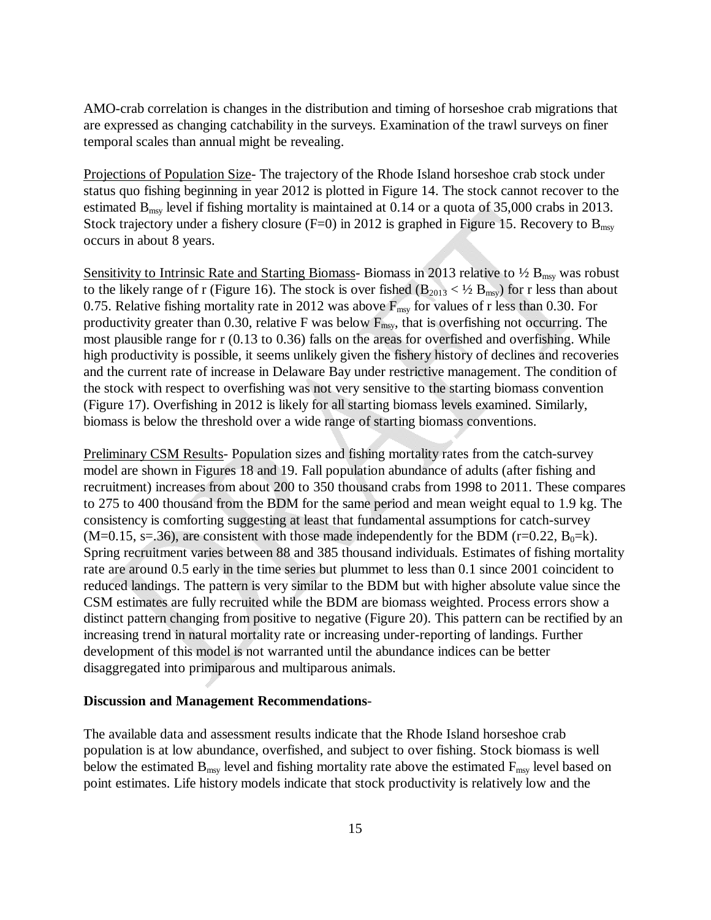AMO-crab correlation is changes in the distribution and timing of horseshoe crab migrations that are expressed as changing catchability in the surveys. Examination of the trawl surveys on finer temporal scales than annual might be revealing.

Projections of Population Size- The trajectory of the Rhode Island horseshoe crab stock under status quo fishing beginning in year 2012 is plotted in Figure 14. The stock cannot recover to the estimated $B_{msy}$ level if fishing mortality is maintained at 0.14 or a quota of 35,000 crabs in 2013. Stock trajectory under a fishery closure (F=0) in 2012 is graphed in Figure 15. Recovery to $B_{msy}$ occurs in about 8 years.

Sensitivity to Intrinsic Rate and Starting Biomass- Biomass in 2013 relative to ½ $B_{msy}$ was robust to the likely range of r (Figure 16). The stock is over fished ($B_{2013} < ½ B_{msy}$) for r less than about 0.75. Relative fishing mortality rate in 2012 was above $F_{msy}$ for values of r less than 0.30. For productivity greater than 0.30, relative F was below $F_{msy}$, that is overfishing not occurring. The most plausible range for r (0.13 to 0.36) falls on the areas for overfished and overfishing. While high productivity is possible, it seems unlikely given the fishery history of declines and recoveries and the current rate of increase in Delaware Bay under restrictive management. The condition of the stock with respect to overfishing was not very sensitive to the starting biomass convention (Figure 17). Overfishing in 2012 is likely for all starting biomass levels examined. Similarly, biomass is below the threshold over a wide range of starting biomass conventions.

Preliminary CSM Results- Population sizes and fishing mortality rates from the catch-survey model are shown in Figures 18 and 19. Fall population abundance of adults (after fishing and recruitment) increases from about 200 to 350 thousand crabs from 1998 to 2011. These compares to 275 to 400 thousand from the BDM for the same period and mean weight equal to 1.9 kg. The consistency is comforting suggesting at least that fundamental assumptions for catch-survey (M=0.15, s=.36), are consistent with those made independently for the BDM (r=0.22, $B_0$=k). Spring recruitment varies between 88 and 385 thousand individuals. Estimates of fishing mortality rate are around 0.5 early in the time series but plummet to less than 0.1 since 2001 coincident to reduced landings. The pattern is very similar to the BDM but with higher absolute value since the CSM estimates are fully recruited while the BDM are biomass weighted. Process errors show a distinct pattern changing from positive to negative (Figure 20). This pattern can be rectified by an increasing trend in natural mortality rate or increasing under-reporting of landings. Further development of this model is not warranted until the abundance indices can be better disaggregated into primiparous and multiparous animals.

**Discussion and Management Recommendations**-

The available data and assessment results indicate that the Rhode Island horseshoe crab population is at low abundance, overfished, and subject to over fishing. Stock biomass is well below the estimated $B_{msy}$ level and fishing mortality rate above the estimated $F_{msy}$ level based on point estimates. Life history models indicate that stock productivity is relatively low and the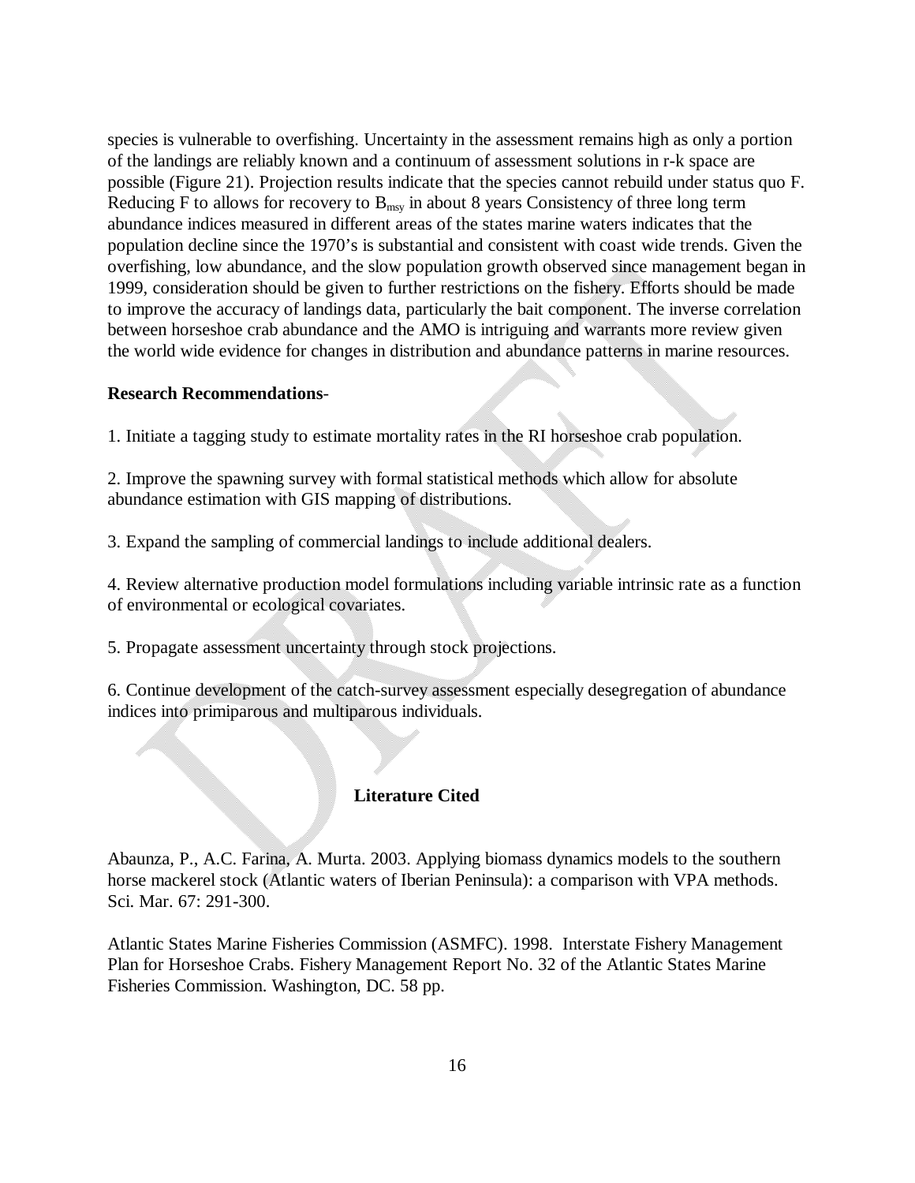species is vulnerable to overfishing. Uncertainty in the assessment remains high as only a portion of the landings are reliably known and a continuum of assessment solutions in r-k space are possible (Figure 21). Projection results indicate that the species cannot rebuild under status quo F. Reducing F to allows for recovery to $B_{msy}$ in about 8 years Consistency of three long term abundance indices measured in different areas of the states marine waters indicates that the population decline since the 1970's is substantial and consistent with coast wide trends. Given the overfishing, low abundance, and the slow population growth observed since management began in 1999, consideration should be given to further restrictions on the fishery. Efforts should be made to improve the accuracy of landings data, particularly the bait component. The inverse correlation between horseshoe crab abundance and the AMO is intriguing and warrants more review given the world wide evidence for changes in distribution and abundance patterns in marine resources.

**Research Recommendations**-

1. Initiate a tagging study to estimate mortality rates in the RI horseshoe crab population.

2. Improve the spawning survey with formal statistical methods which allow for absolute abundance estimation with GIS mapping of distributions.

3. Expand the sampling of commercial landings to include additional dealers.

4. Review alternative production model formulations including variable intrinsic rate as a function of environmental or ecological covariates.

5. Propagate assessment uncertainty through stock projections.

6. Continue development of the catch-survey assessment especially desegregation of abundance indices into primiparous and multiparous individuals.

## Literature Cited

Abaunza, P., A.C. Farina, A. Murta. 2003. Applying biomass dynamics models to the southern horse mackerel stock (Atlantic waters of Iberian Peninsula): a comparison with VPA methods. Sci. Mar. 67: 291-300.

Atlantic States Marine Fisheries Commission (ASMFC). 1998. Interstate Fishery Management Plan for Horseshoe Crabs. Fishery Management Report No. 32 of the Atlantic States Marine Fisheries Commission. Washington, DC. 58 pp.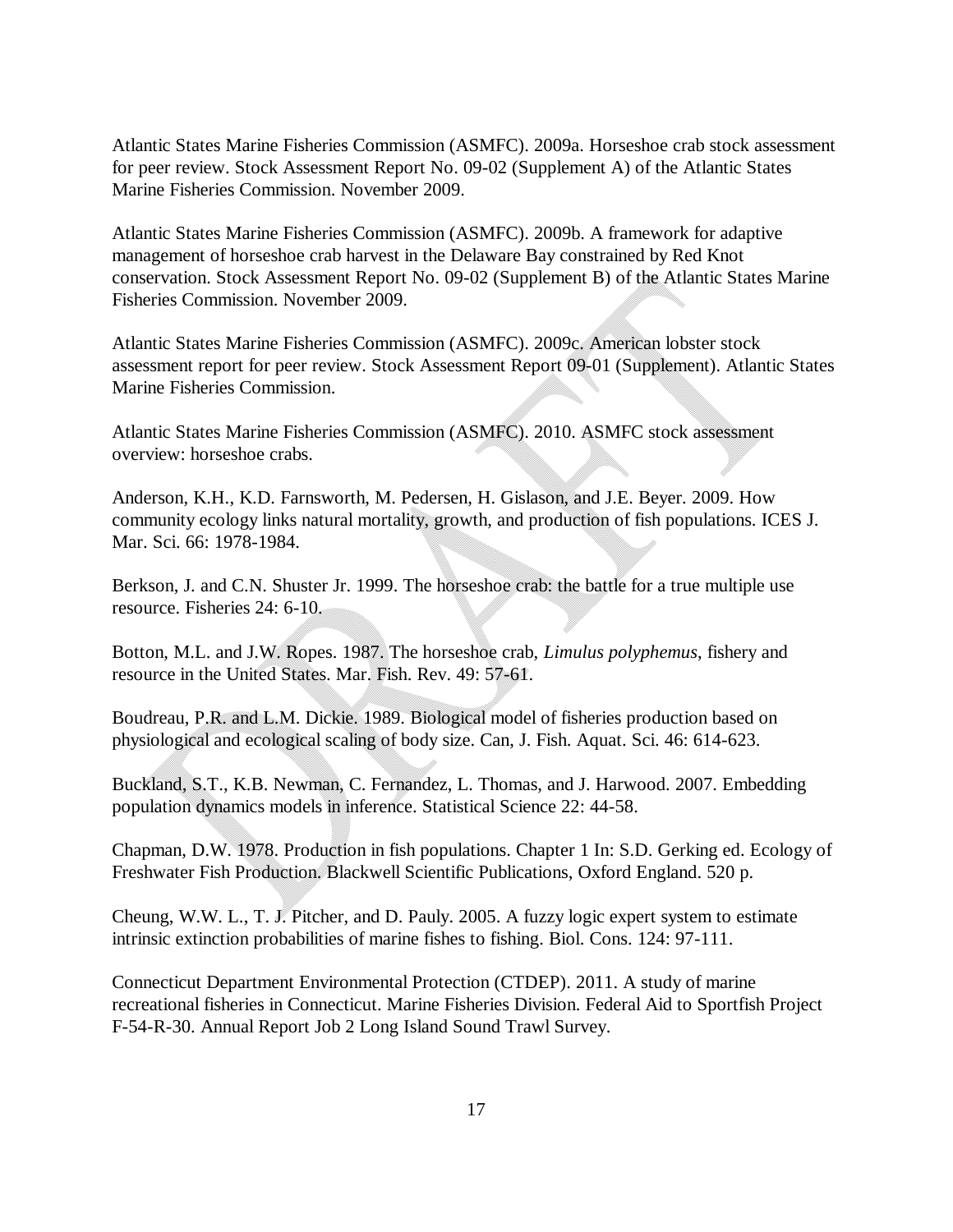Atlantic States Marine Fisheries Commission (ASMFC). 2009a. Horseshoe crab stock assessment for peer review. Stock Assessment Report No. 09-02 (Supplement A) of the Atlantic States Marine Fisheries Commission. November 2009.

Atlantic States Marine Fisheries Commission (ASMFC). 2009b. A framework for adaptive management of horseshoe crab harvest in the Delaware Bay constrained by Red Knot conservation. Stock Assessment Report No. 09-02 (Supplement B) of the Atlantic States Marine Fisheries Commission. November 2009.

Atlantic States Marine Fisheries Commission (ASMFC). 2009c. American lobster stock assessment report for peer review. Stock Assessment Report 09-01 (Supplement). Atlantic States Marine Fisheries Commission.

Atlantic States Marine Fisheries Commission (ASMFC). 2010. ASMFC stock assessment overview: horseshoe crabs.

Anderson, K.H., K.D. Farnsworth, M. Pedersen, H. Gislason, and J.E. Beyer. 2009. How community ecology links natural mortality, growth, and production of fish populations. ICES J. Mar. Sci. 66: 1978-1984.

Berkson, J. and C.N. Shuster Jr. 1999. The horseshoe crab: the battle for a true multiple use resource. Fisheries 24: 6-10.

Botton, M.L. and J.W. Ropes. 1987. The horseshoe crab, *Limulus polyphemus*, fishery and resource in the United States. Mar. Fish. Rev. 49: 57-61.

Boudreau, P.R. and L.M. Dickie. 1989. Biological model of fisheries production based on physiological and ecological scaling of body size. Can, J. Fish. Aquat. Sci. 46: 614-623.

Buckland, S.T., K.B. Newman, C. Fernandez, L. Thomas, and J. Harwood. 2007. Embedding population dynamics models in inference. Statistical Science 22: 44-58.

Chapman, D.W. 1978. Production in fish populations. Chapter 1 In: S.D. Gerking ed. Ecology of Freshwater Fish Production. Blackwell Scientific Publications, Oxford England. 520 p.

Cheung, W.W. L., T. J. Pitcher, and D. Pauly. 2005. A fuzzy logic expert system to estimate intrinsic extinction probabilities of marine fishes to fishing. Biol. Cons. 124: 97-111.

Connecticut Department Environmental Protection (CTDEP). 2011. A study of marine recreational fisheries in Connecticut. Marine Fisheries Division. Federal Aid to Sportfish Project F-54-R-30. Annual Report Job 2 Long Island Sound Trawl Survey.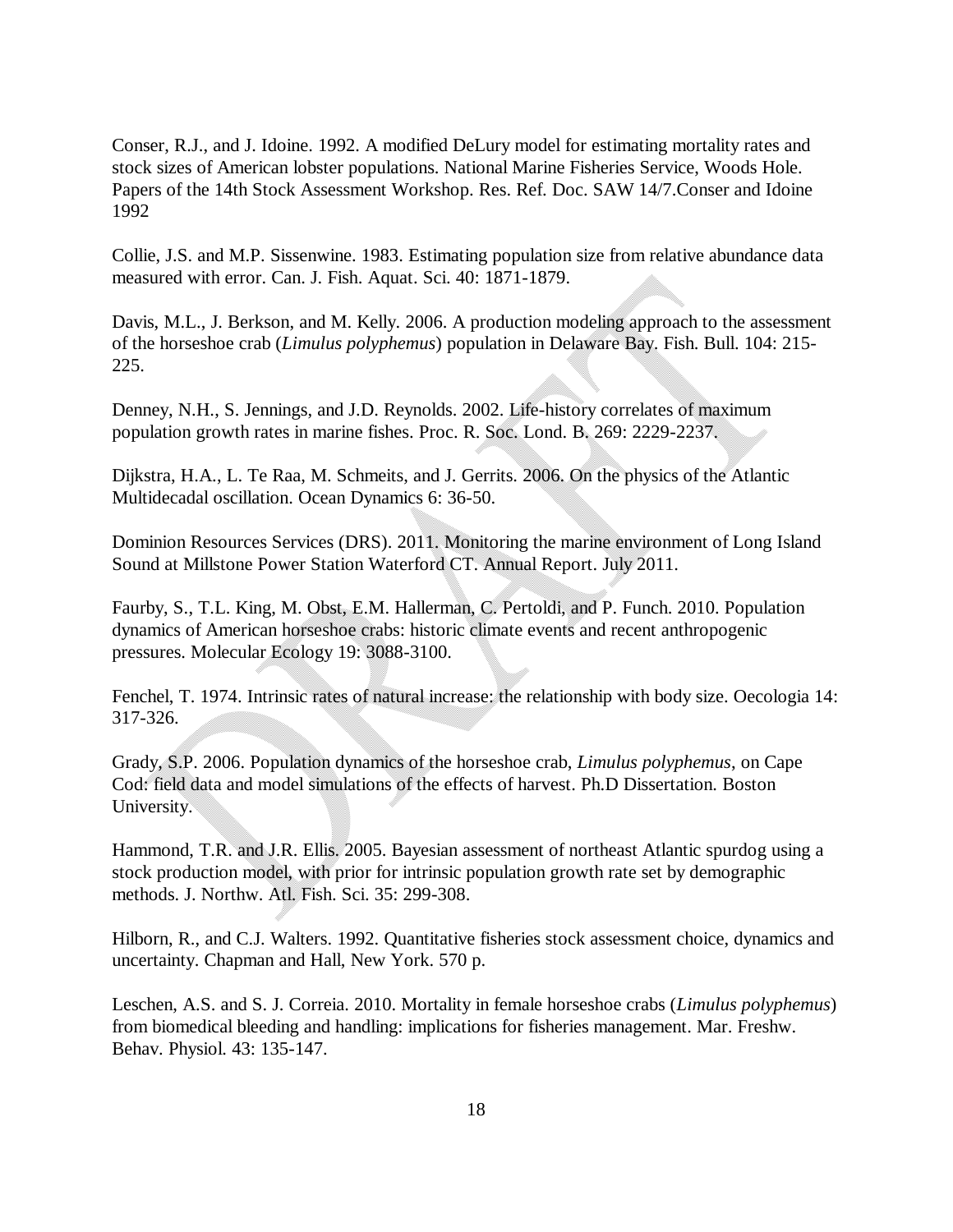Conser, R.J., and J. Idoine. 1992. A modified DeLury model for estimating mortality rates and stock sizes of American lobster populations. National Marine Fisheries Service, Woods Hole. Papers of the 14th Stock Assessment Workshop. Res. Ref. Doc. SAW 14/7.Conser and Idoine 1992

Collie, J.S. and M.P. Sissenwine. 1983. Estimating population size from relative abundance data measured with error. Can. J. Fish. Aquat. Sci. 40: 1871-1879.

Davis, M.L., J. Berkson, and M. Kelly. 2006. A production modeling approach to the assessment of the horseshoe crab (*Limulus polyphemus*) population in Delaware Bay. Fish. Bull. 104: 215-225.

Denney, N.H., S. Jennings, and J.D. Reynolds. 2002. Life-history correlates of maximum population growth rates in marine fishes. Proc. R. Soc. Lond. B. 269: 2229-2237.

Dijkstra, H.A., L. Te Raa, M. Schmeits, and J. Gerrits. 2006. On the physics of the Atlantic Multidecadal oscillation. Ocean Dynamics 6: 36-50.

Dominion Resources Services (DRS). 2011. Monitoring the marine environment of Long Island Sound at Millstone Power Station Waterford CT. Annual Report. July 2011.

Faurby, S., T.L. King, M. Obst, E.M. Hallerman, C. Pertoldi, and P. Funch. 2010. Population dynamics of American horseshoe crabs: historic climate events and recent anthropogenic pressures. Molecular Ecology 19: 3088-3100.

Fenchel, T. 1974. Intrinsic rates of natural increase: the relationship with body size. Oecologia 14: 317-326.

Grady, S.P. 2006. Population dynamics of the horseshoe crab, *Limulus polyphemus*, on Cape Cod: field data and model simulations of the effects of harvest. Ph.D Dissertation. Boston University.

Hammond, T.R. and J.R. Ellis. 2005. Bayesian assessment of northeast Atlantic spurdog using a stock production model, with prior for intrinsic population growth rate set by demographic methods. J. Northw. Atl. Fish. Sci. 35: 299-308.

Hilborn, R., and C.J. Walters. 1992. Quantitative fisheries stock assessment choice, dynamics and uncertainty. Chapman and Hall, New York. 570 p.

Leschen, A.S. and S. J. Correia. 2010. Mortality in female horseshoe crabs (*Limulus polyphemus*) from biomedical bleeding and handling: implications for fisheries management. Mar. Freshw. Behav. Physiol. 43: 135-147.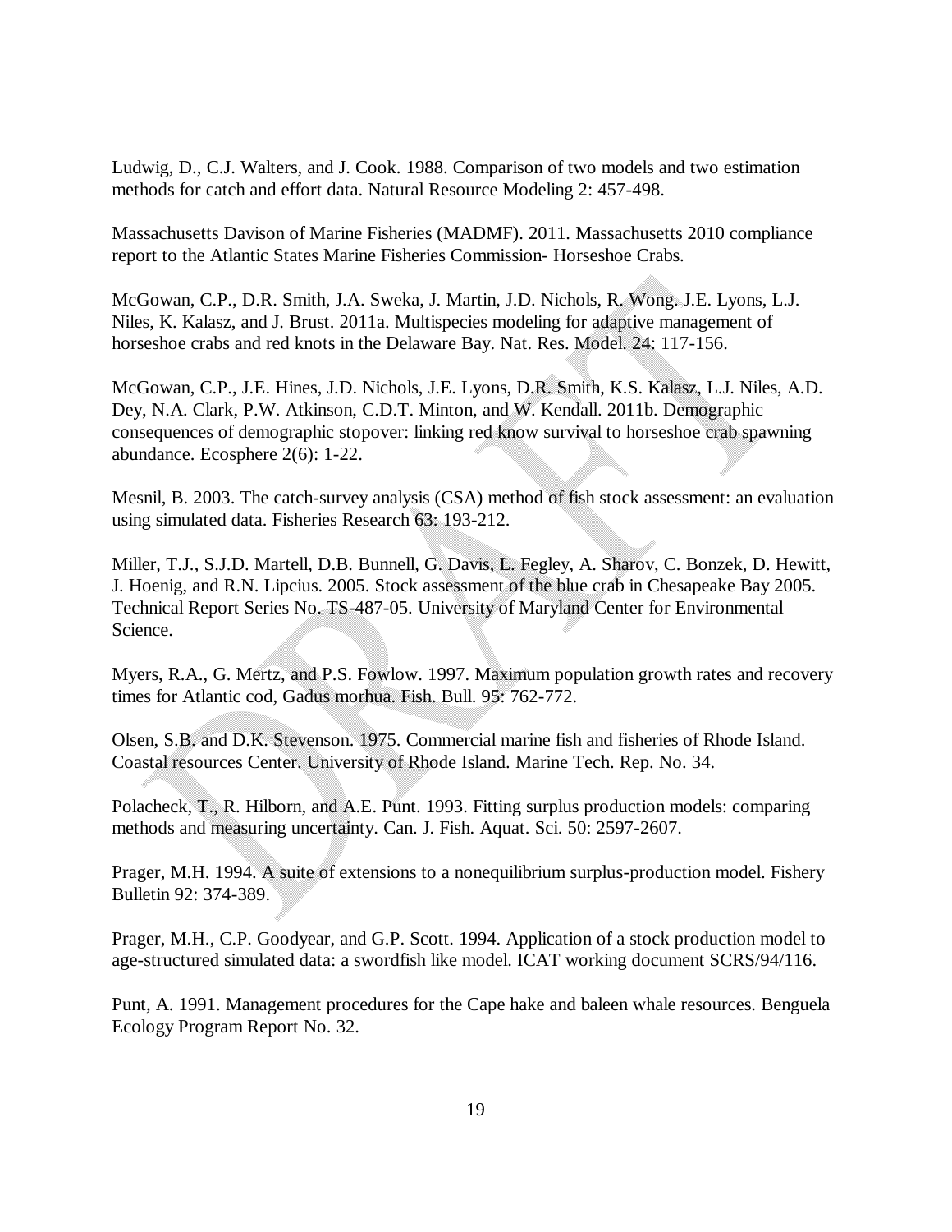Ludwig, D., C.J. Walters, and J. Cook. 1988. Comparison of two models and two estimation methods for catch and effort data. Natural Resource Modeling 2: 457-498.

Massachusetts Davison of Marine Fisheries (MADMF). 2011. Massachusetts 2010 compliance report to the Atlantic States Marine Fisheries Commission- Horseshoe Crabs.

McGowan, C.P., D.R. Smith, J.A. Sweka, J. Martin, J.D. Nichols, R. Wong. J.E. Lyons, L.J. Niles, K. Kalasz, and J. Brust. 2011a. Multispecies modeling for adaptive management of horseshoe crabs and red knots in the Delaware Bay. Nat. Res. Model. 24: 117-156.

McGowan, C.P., J.E. Hines, J.D. Nichols, J.E. Lyons, D.R. Smith, K.S. Kalasz, L.J. Niles, A.D. Dey, N.A. Clark, P.W. Atkinson, C.D.T. Minton, and W. Kendall. 2011b. Demographic consequences of demographic stopover: linking red know survival to horseshoe crab spawning abundance. Ecosphere 2(6): 1-22.

Mesnil, B. 2003. The catch-survey analysis (CSA) method of fish stock assessment: an evaluation using simulated data. Fisheries Research 63: 193-212.

Miller, T.J., S.J.D. Martell, D.B. Bunnell, G. Davis, L. Fegley, A. Sharov, C. Bonzek, D. Hewitt, J. Hoenig, and R.N. Lipcius. 2005. Stock assessment of the blue crab in Chesapeake Bay 2005. Technical Report Series No. TS-487-05. University of Maryland Center for Environmental Science.

Myers, R.A., G. Mertz, and P.S. Fowlow. 1997. Maximum population growth rates and recovery times for Atlantic cod, Gadus morhua. Fish. Bull. 95: 762-772.

Olsen, S.B. and D.K. Stevenson. 1975. Commercial marine fish and fisheries of Rhode Island. Coastal resources Center. University of Rhode Island. Marine Tech. Rep. No. 34.

Polacheck, T., R. Hilborn, and A.E. Punt. 1993. Fitting surplus production models: comparing methods and measuring uncertainty. Can. J. Fish. Aquat. Sci. 50: 2597-2607.

Prager, M.H. 1994. A suite of extensions to a nonequilibrium surplus-production model. Fishery Bulletin 92: 374-389.

Prager, M.H., C.P. Goodyear, and G.P. Scott. 1994. Application of a stock production model to age-structured simulated data: a swordfish like model. ICAT working document SCRS/94/116.

Punt, A. 1991. Management procedures for the Cape hake and baleen whale resources. Benguela Ecology Program Report No. 32.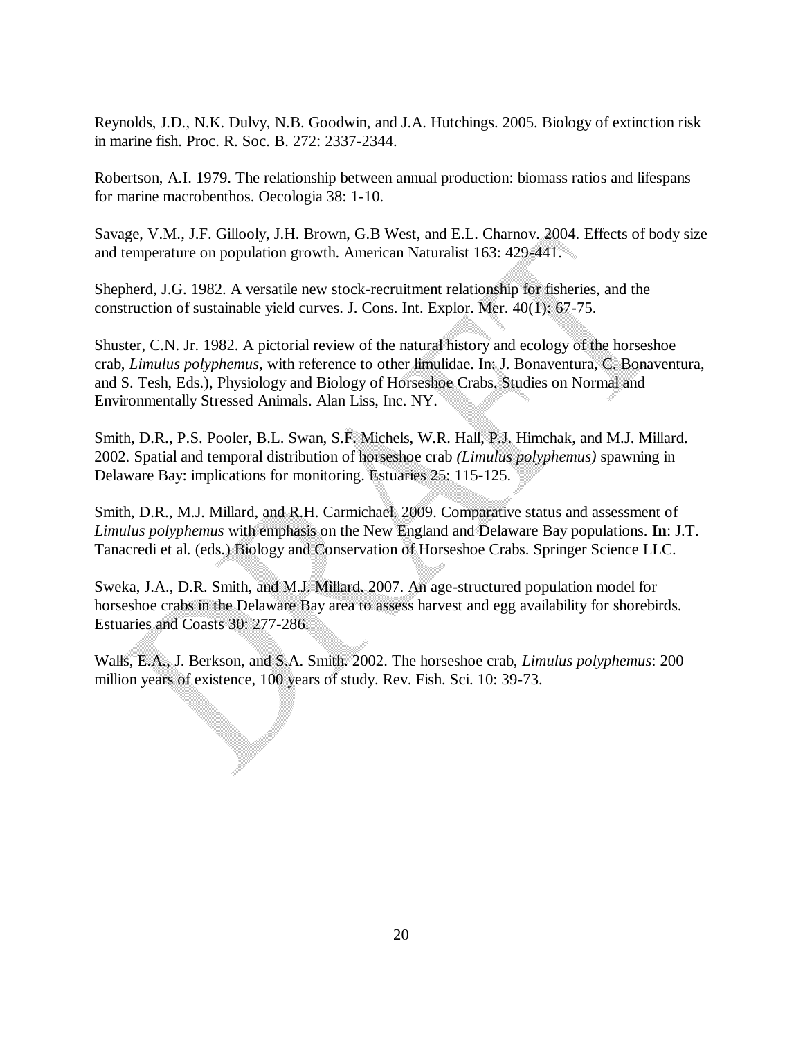Reynolds, J.D., N.K. Dulvy, N.B. Goodwin, and J.A. Hutchings. 2005. Biology of extinction risk in marine fish. Proc. R. Soc. B. 272: 2337-2344.

Robertson, A.I. 1979. The relationship between annual production: biomass ratios and lifespans for marine macrobenthos. Oecologia 38: 1-10.

Savage, V.M., J.F. Gillooly, J.H. Brown, G.B West, and E.L. Charnov. 2004. Effects of body size and temperature on population growth. American Naturalist 163: 429-441.

Shepherd, J.G. 1982. A versatile new stock-recruitment relationship for fisheries, and the construction of sustainable yield curves. J. Cons. Int. Explor. Mer. 40(1): 67-75.

Shuster, C.N. Jr. 1982. A pictorial review of the natural history and ecology of the horseshoe crab, *Limulus polyphemus*, with reference to other limulidae. In: J. Bonaventura, C. Bonaventura, and S. Tesh, Eds.), Physiology and Biology of Horseshoe Crabs. Studies on Normal and Environmentally Stressed Animals. Alan Liss, Inc. NY.

Smith, D.R., P.S. Pooler, B.L. Swan, S.F. Michels, W.R. Hall, P.J. Himchak, and M.J. Millard. 2002. Spatial and temporal distribution of horseshoe crab *(Limulus polyphemus)* spawning in Delaware Bay: implications for monitoring. Estuaries 25: 115-125.

Smith, D.R., M.J. Millard, and R.H. Carmichael. 2009. Comparative status and assessment of *Limulus polyphemus* with emphasis on the New England and Delaware Bay populations. **In**: J.T. Tanacredi et al. (eds.) Biology and Conservation of Horseshoe Crabs. Springer Science LLC.

Sweka, J.A., D.R. Smith, and M.J. Millard. 2007. An age-structured population model for horseshoe crabs in the Delaware Bay area to assess harvest and egg availability for shorebirds. Estuaries and Coasts 30: 277-286.

Walls, E.A., J. Berkson, and S.A. Smith. 2002. The horseshoe crab, *Limulus polyphemus*: 200 million years of existence, 100 years of study. Rev. Fish. Sci. 10: 39-73.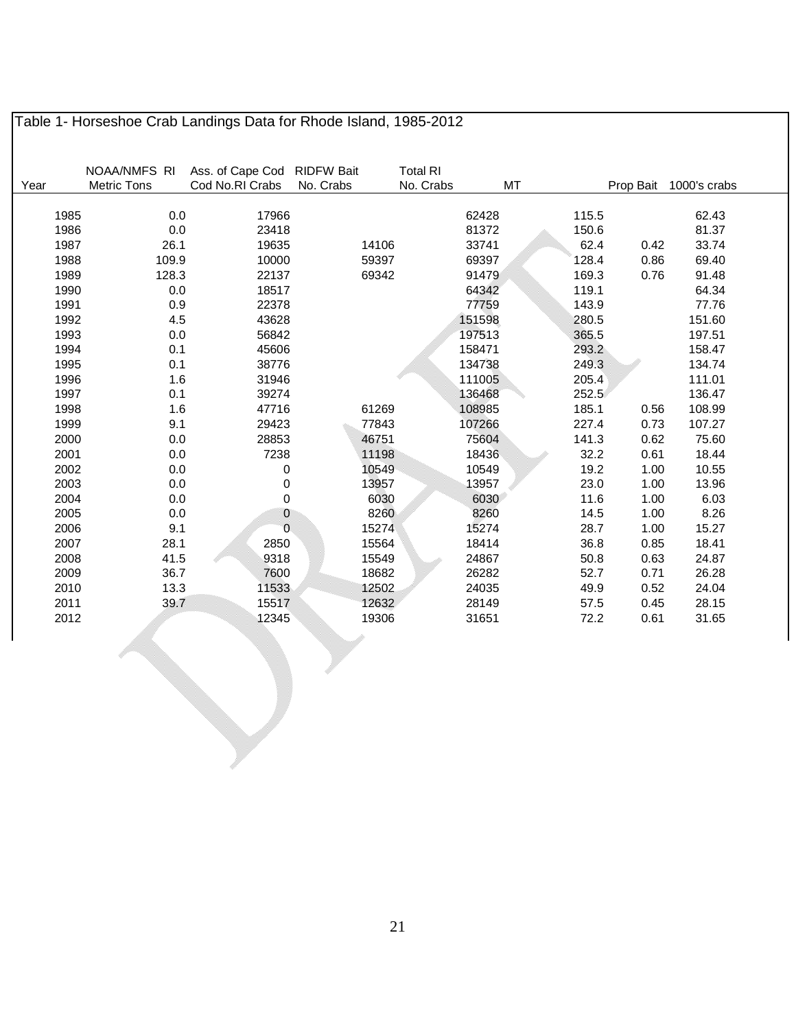Table 1- Horseshoe Crab Landings Data for Rhode Island, 1985-2012

| Year | NOAA/NMFS RI Metric Tons | Ass. of Cape Cod Cod No.RI Crabs | RIDFW Bait No. Crabs | Total RI No. Crabs | MT | Prop Bait | 1000's crabs |
|---|---|---|---|---|---|---|---|
| 1985 | 0.0 | 17966 | | 62428 | 115.5 | | 62.43 |
| 1986 | 0.0 | 23418 | | 81372 | 150.6 | | 81.37 |
| 1987 | 26.1 | 19635 | 14106 | 33741 | 62.4 | 0.42 | 33.74 |
| 1988 | 109.9 | 10000 | 59397 | 69397 | 128.4 | 0.86 | 69.40 |
| 1989 | 128.3 | 22137 | 69342 | 91479 | 169.3 | 0.76 | 91.48 |
| 1990 | 0.0 | 18517 | | 64342 | 119.1 | | 64.34 |
| 1991 | 0.9 | 22378 | | 77759 | 143.9 | | 77.76 |
| 1992 | 4.5 | 43628 | | 151598 | 280.5 | | 151.60 |
| 1993 | 0.0 | 56842 | | 197513 | 365.5 | | 197.51 |
| 1994 | 0.1 | 45606 | | 158471 | 293.2 | | 158.47 |
| 1995 | 0.1 | 38776 | | 134738 | 249.3 | | 134.74 |
| 1996 | 1.6 | 31946 | | 111005 | 205.4 | | 111.01 |
| 1997 | 0.1 | 39274 | | 136468 | 252.5 | | 136.47 |
| 1998 | 1.6 | 47716 | 61269 | 108985 | 185.1 | 0.56 | 108.99 |
| 1999 | 9.1 | 29423 | 77843 | 107266 | 227.4 | 0.73 | 107.27 |
| 2000 | 0.0 | 28853 | 46751 | 75604 | 141.3 | 0.62 | 75.60 |
| 2001 | 0.0 | 7238 | 11198 | 18436 | 32.2 | 0.61 | 18.44 |
| 2002 | 0.0 | 0 | 10549 | 10549 | 19.2 | 1.00 | 10.55 |
| 2003 | 0.0 | 0 | 13957 | 13957 | 23.0 | 1.00 | 13.96 |
| 2004 | 0.0 | 0 | 6030 | 6030 | 11.6 | 1.00 | 6.03 |
| 2005 | 0.0 | 0 | 8260 | 8260 | 14.5 | 1.00 | 8.26 |
| 2006 | 9.1 | 0 | 15274 | 15274 | 28.7 | 1.00 | 15.27 |
| 2007 | 28.1 | 2850 | 15564 | 18414 | 36.8 | 0.85 | 18.41 |
| 2008 | 41.5 | 9318 | 15549 | 24867 | 50.8 | 0.63 | 24.87 |
| 2009 | 36.7 | 7600 | 18682 | 26282 | 52.7 | 0.71 | 26.28 |
| 2010 | 13.3 | 11533 | 12502 | 24035 | 49.9 | 0.52 | 24.04 |
| 2011 | 39.7 | 15517 | 12632 | 28149 | 57.5 | 0.45 | 28.15 |
| 2012 | | 12345 | 19306 | 31651 | 72.2 | 0.61 | 31.65 |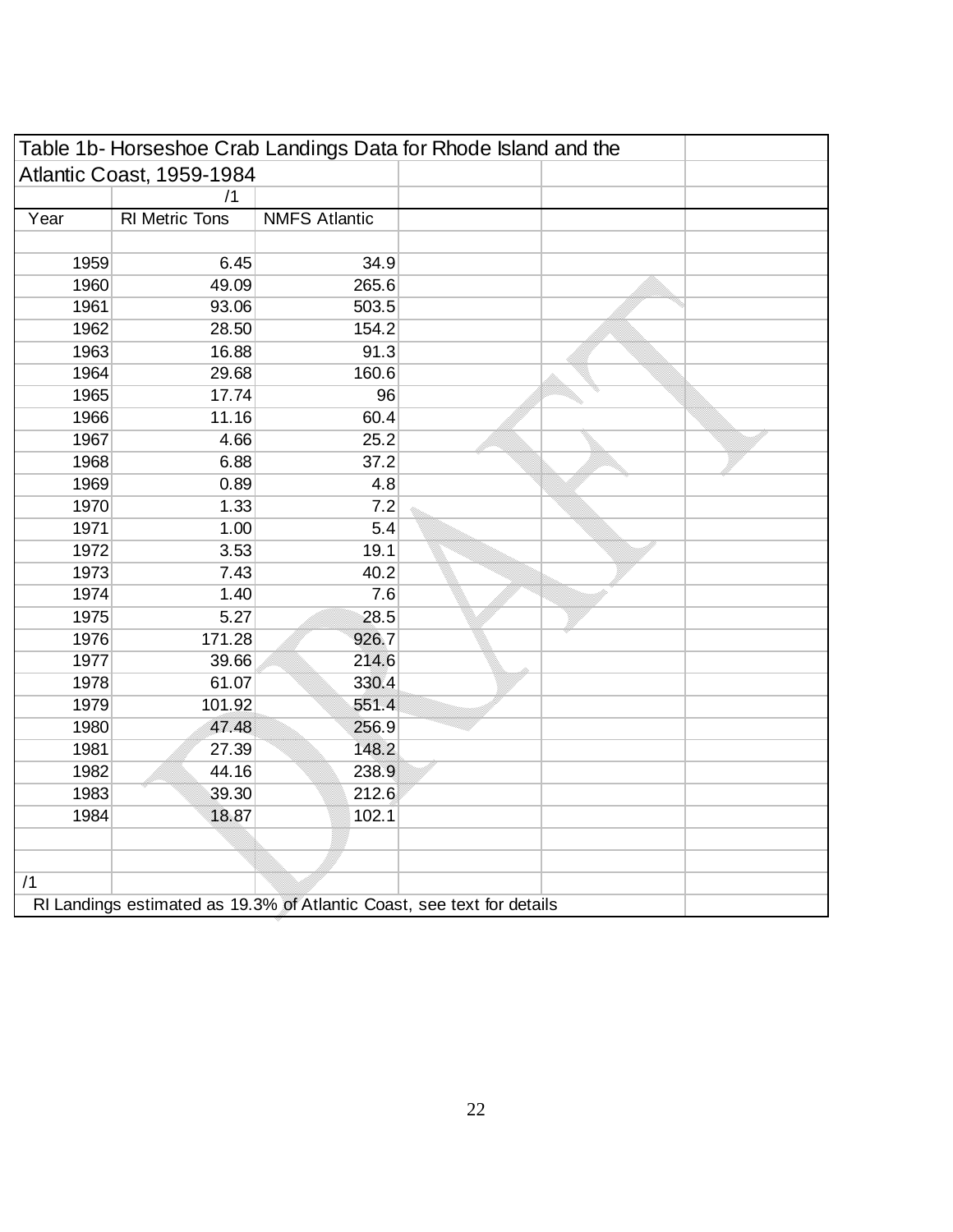Table 1b- Horseshoe Crab Landings Data for Rhode Island and the Atlantic Coast, 1959-1984

| Year | RI Metric Tons /1 | NMFS Atlantic |
|---|---|---|
| 1959 | 6.45 | 34.9 |
| 1960 | 49.09 | 265.6 |
| 1961 | 93.06 | 503.5 |
| 1962 | 28.50 | 154.2 |
| 1963 | 16.88 | 91.3 |
| 1964 | 29.68 | 160.6 |
| 1965 | 17.74 | 96 |
| 1966 | 11.16 | 60.4 |
| 1967 | 4.66 | 25.2 |
| 1968 | 6.88 | 37.2 |
| 1969 | 0.89 | 4.8 |
| 1970 | 1.33 | 7.2 |
| 1971 | 1.00 | 5.4 |
| 1972 | 3.53 | 19.1 |
| 1973 | 7.43 | 40.2 |
| 1974 | 1.40 | 7.6 |
| 1975 | 5.27 | 28.5 |
| 1976 | 171.28 | 926.7 |
| 1977 | 39.66 | 214.6 |
| 1978 | 61.07 | 330.4 |
| 1979 | 101.92 | 551.4 |
| 1980 | 47.48 | 256.9 |
| 1981 | 27.39 | 148.2 |
| 1982 | 44.16 | 238.9 |
| 1983 | 39.30 | 212.6 |
| 1984 | 18.87 | 102.1 |

/1 RI Landings estimated as 19.3% of Atlantic Coast, see text for details

DRAFT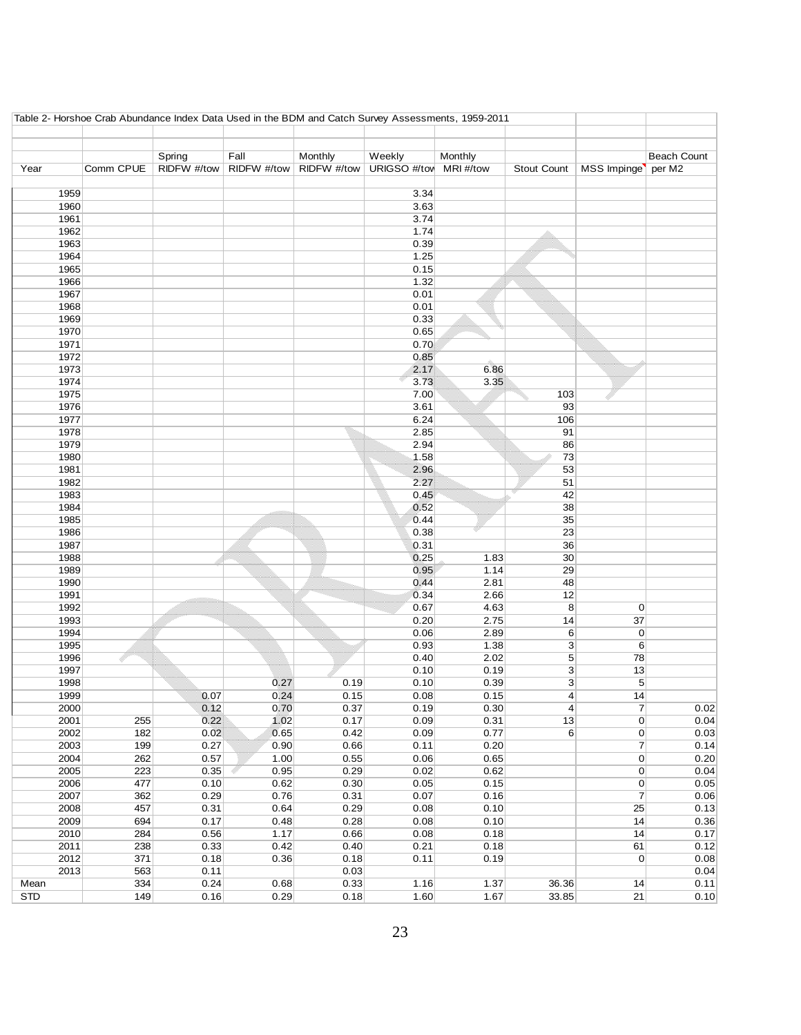Table 2- Horshoe Crab Abundance Index Data Used in the BDM and Catch Survey Assessments, 1959-2011

| Year | Comm CPUE | Spring RIDFW #/tow | Fall RIDFW #/tow | Monthly RIDFW #/tow | Weekly URIGSO #/tow | Monthly MRI #/tow | Stout Count | MSS Impinge | Beach Count per M2 |
|---|---|---|---|---|---|---|---|---|---|
| 1959 | | | | | 3.34 | | | | |
| 1960 | | | | | 3.63 | | | | |
| 1961 | | | | | 3.74 | | | | |
| 1962 | | | | | 1.74 | | | | |
| 1963 | | | | | 0.39 | | | | |
| 1964 | | | | | 1.25 | | | | |
| 1965 | | | | | 0.15 | | | | |
| 1966 | | | | | 1.32 | | | | |
| 1967 | | | | | 0.01 | | | | |
| 1968 | | | | | 0.01 | | | | |
| 1969 | | | | | 0.33 | | | | |
| 1970 | | | | | 0.65 | | | | |
| 1971 | | | | | 0.70 | | | | |
| 1972 | | | | | 0.85 | | | | |
| 1973 | | | | | 2.17 | 6.86 | | | |
| 1974 | | | | | 3.73 | 3.35 | | | |
| 1975 | | | | | 7.00 | | 103 | | |
| 1976 | | | | | 3.61 | | 93 | | |
| 1977 | | | | | 6.24 | | 106 | | |
| 1978 | | | | | 2.85 | | 91 | | |
| 1979 | | | | | 2.94 | | 86 | | |
| 1980 | | | | | 1.58 | | 73 | | |
| 1981 | | | | | 2.96 | | 53 | | |
| 1982 | | | | | 2.27 | | 51 | | |
| 1983 | | | | | 0.45 | | 42 | | |
| 1984 | | | | | 0.52 | | 38 | | |
| 1985 | | | | | 0.44 | | 35 | | |
| 1986 | | | | | 0.38 | | 23 | | |
| 1987 | | | | | 0.31 | | 36 | | |
| 1988 | | | | | 0.25 | 1.83 | 30 | | |
| 1989 | | | | | 0.95 | 1.14 | 29 | | |
| 1990 | | | | | 0.44 | 2.81 | 48 | | |
| 1991 | | | | | 0.34 | 2.66 | 12 | | |
| 1992 | | | | | 0.67 | 4.63 | 8 | 0 | |
| 1993 | | | | | 0.20 | 2.75 | 14 | 37 | |
| 1994 | | | | | 0.06 | 2.89 | 6 | 0 | |
| 1995 | | | | | 0.93 | 1.38 | 3 | 6 | |
| 1996 | | | | | 0.40 | 2.02 | 5 | 78 | |
| 1997 | | | | | 0.10 | 0.19 | 3 | 13 | |
| 1998 | | | 0.27 | 0.19 | 0.10 | 0.39 | 3 | 5 | |
| 1999 | | 0.07 | 0.24 | 0.15 | 0.08 | 0.15 | 4 | 14 | |
| 2000 | | 0.12 | 0.70 | 0.37 | 0.19 | 0.30 | 4 | 7 | 0.02 |
| 2001 | 255 | 0.22 | 1.02 | 0.17 | 0.09 | 0.31 | 13 | 0 | 0.04 |
| 2002 | 182 | 0.02 | 0.65 | 0.42 | 0.09 | 0.77 | 6 | 0 | 0.03 |
| 2003 | 199 | 0.27 | 0.90 | 0.66 | 0.11 | 0.20 | | 7 | 0.14 |
| 2004 | 262 | 0.57 | 1.00 | 0.55 | 0.06 | 0.65 | | 0 | 0.20 |
| 2005 | 223 | 0.35 | 0.95 | 0.29 | 0.02 | 0.62 | | 0 | 0.04 |
| 2006 | 477 | 0.10 | 0.62 | 0.30 | 0.05 | 0.15 | | 0 | 0.05 |
| 2007 | 362 | 0.29 | 0.76 | 0.31 | 0.07 | 0.16 | | 7 | 0.06 |
| 2008 | 457 | 0.31 | 0.64 | 0.29 | 0.08 | 0.10 | | 25 | 0.13 |
| 2009 | 694 | 0.17 | 0.48 | 0.28 | 0.08 | 0.10 | | 14 | 0.36 |
| 2010 | 284 | 0.56 | 1.17 | 0.66 | 0.08 | 0.18 | | 14 | 0.17 |
| 2011 | 238 | 0.33 | 0.42 | 0.40 | 0.21 | 0.18 | | 61 | 0.12 |
| 2012 | 371 | 0.18 | 0.36 | 0.18 | 0.11 | 0.19 | | 0 | 0.08 |
| 2013 | 563 | 0.11 | | 0.03 | | | | | 0.04 |
| Mean | 334 | 0.24 | 0.68 | 0.33 | 1.16 | 1.37 | 36.36 | 14 | 0.11 |
| STD | 149 | 0.16 | 0.29 | 0.18 | 1.60 | 1.67 | 33.85 | 21 | 0.10 |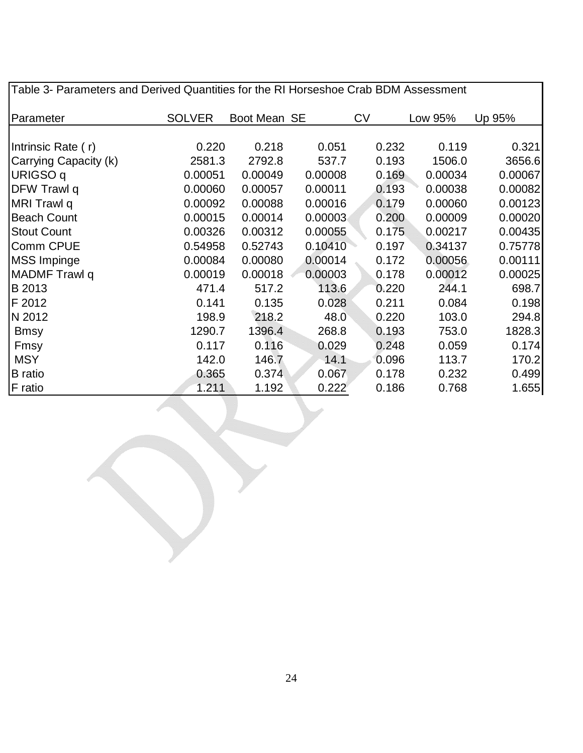Table 3- Parameters and Derived Quantities for the RI Horseshoe Crab BDM Assessment

| Parameter | SOLVER | Boot Mean | SE | CV | Low 95% | Up 95% |
|---|---|---|---|---|---|---|
| Intrinsic Rate ( r) | 0.220 | 0.218 | 0.051 | 0.232 | 0.119 | 0.321 |
| Carrying Capacity (k) | 2581.3 | 2792.8 | 537.7 | 0.193 | 1506.0 | 3656.6 |
| URIGSO q | 0.00051 | 0.00049 | 0.00008 | 0.169 | 0.00034 | 0.00067 |
| DFW Trawl q | 0.00060 | 0.00057 | 0.00011 | 0.193 | 0.00038 | 0.00082 |
| MRI Trawl q | 0.00092 | 0.00088 | 0.00016 | 0.179 | 0.00060 | 0.00123 |
| Beach Count | 0.00015 | 0.00014 | 0.00003 | 0.200 | 0.00009 | 0.00020 |
| Stout Count | 0.00326 | 0.00312 | 0.00055 | 0.175 | 0.00217 | 0.00435 |
| Comm CPUE | 0.54958 | 0.52743 | 0.10410 | 0.197 | 0.34137 | 0.75778 |
| MSS Impinge | 0.00084 | 0.00080 | 0.00014 | 0.172 | 0.00056 | 0.00111 |
| MADMF Trawl q | 0.00019 | 0.00018 | 0.00003 | 0.178 | 0.00012 | 0.00025 |
| B 2013 | 471.4 | 517.2 | 113.6 | 0.220 | 244.1 | 698.7 |
| F 2012 | 0.141 | 0.135 | 0.028 | 0.211 | 0.084 | 0.198 |
| N 2012 | 198.9 | 218.2 | 48.0 | 0.220 | 103.0 | 294.8 |
| Bmsy | 1290.7 | 1396.4 | 268.8 | 0.193 | 753.0 | 1828.3 |
| Fmsy | 0.117 | 0.116 | 0.029 | 0.248 | 0.059 | 0.174 |
| MSY | 142.0 | 146.7 | 14.1 | 0.096 | 113.7 | 170.2 |
| B ratio | 0.365 | 0.374 | 0.067 | 0.178 | 0.232 | 0.499 |
| F ratio | 1.211 | 1.192 | 0.222 | 0.186 | 0.768 | 1.655 |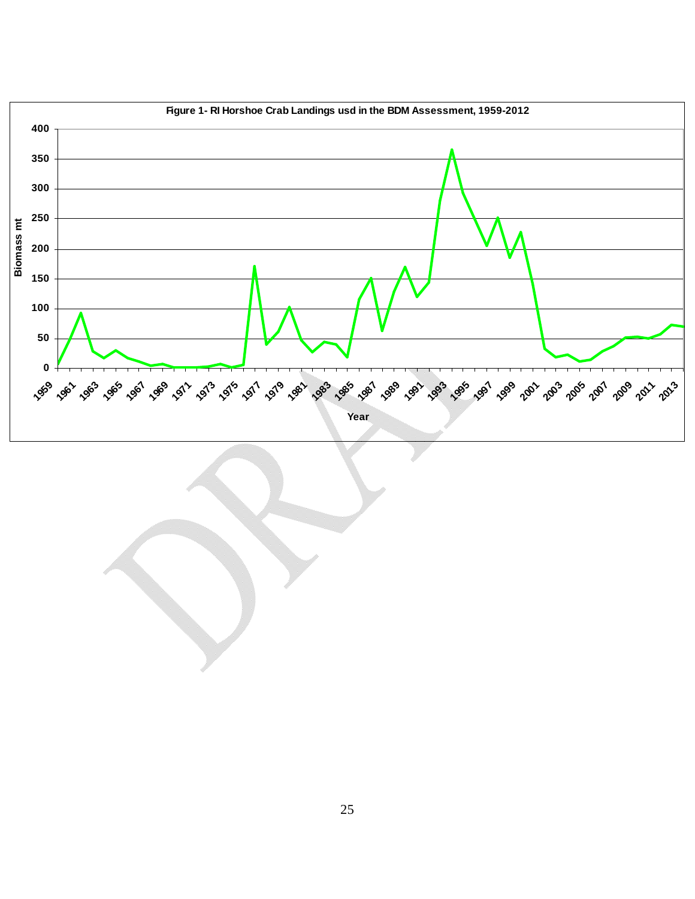Figure 1- RI Horshoe Crab Landings usd in the BDM Assessment, 1959-2012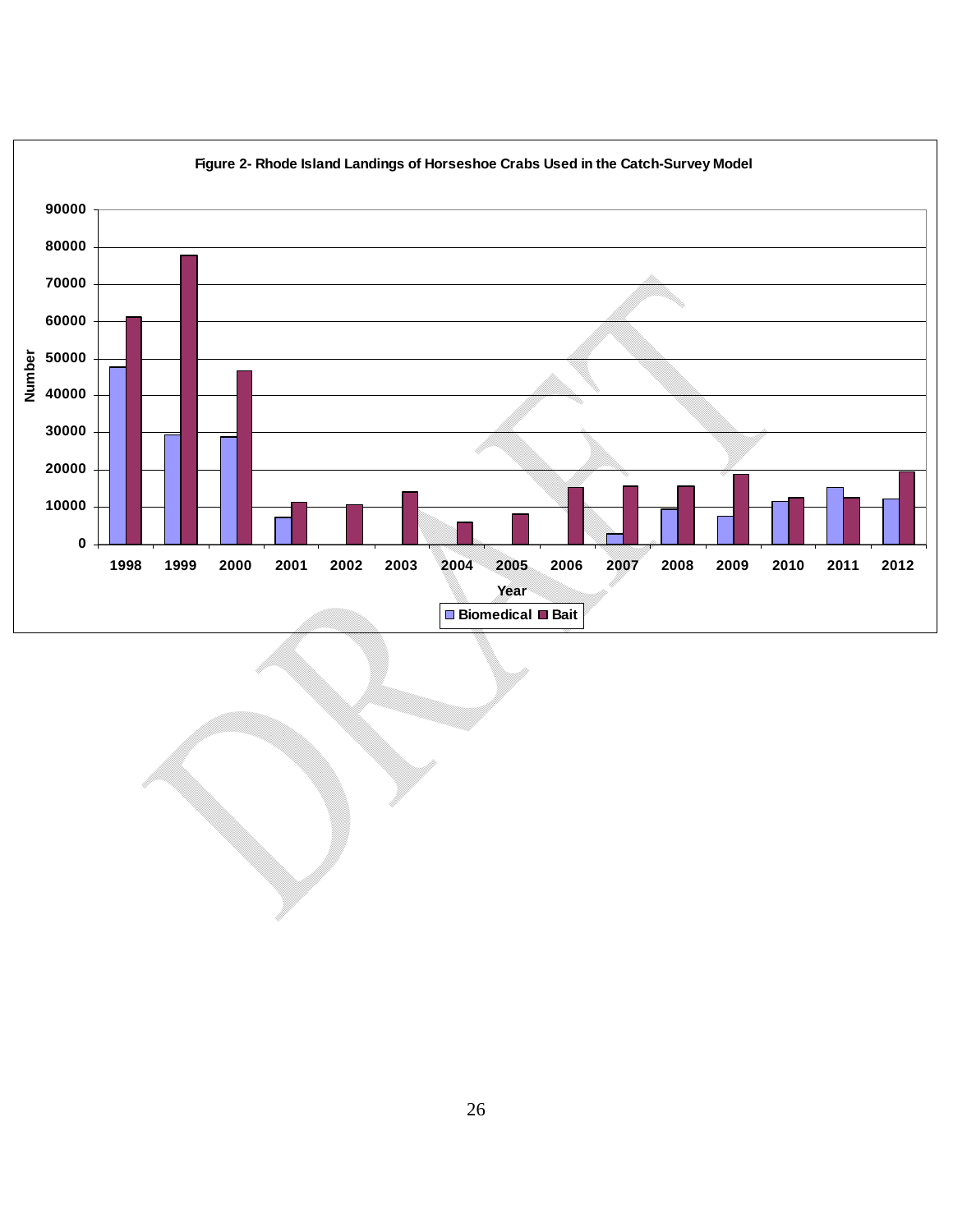**Figure 2- Rhode Island Landings of Horseshoe Crabs Used in the Catch-Survey Model**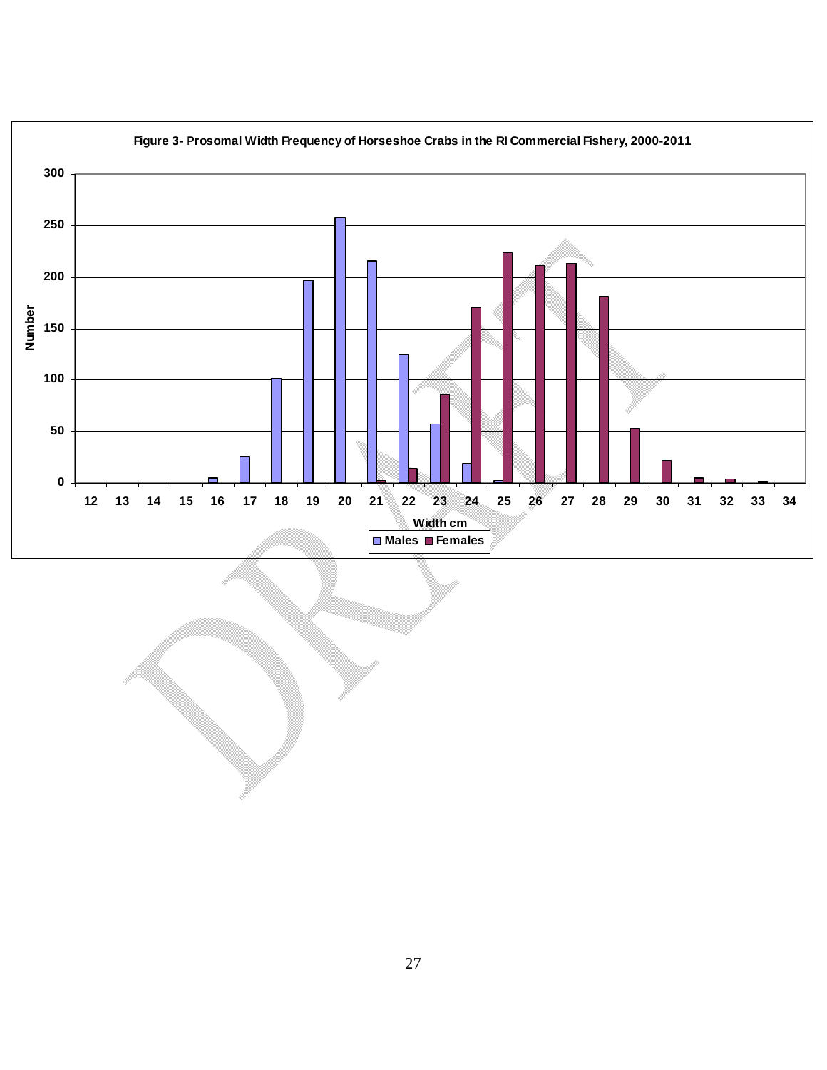Figure 3- Prosomal Width Frequency of Horseshoe Crabs in the RI Commercial Fishery, 2000-2011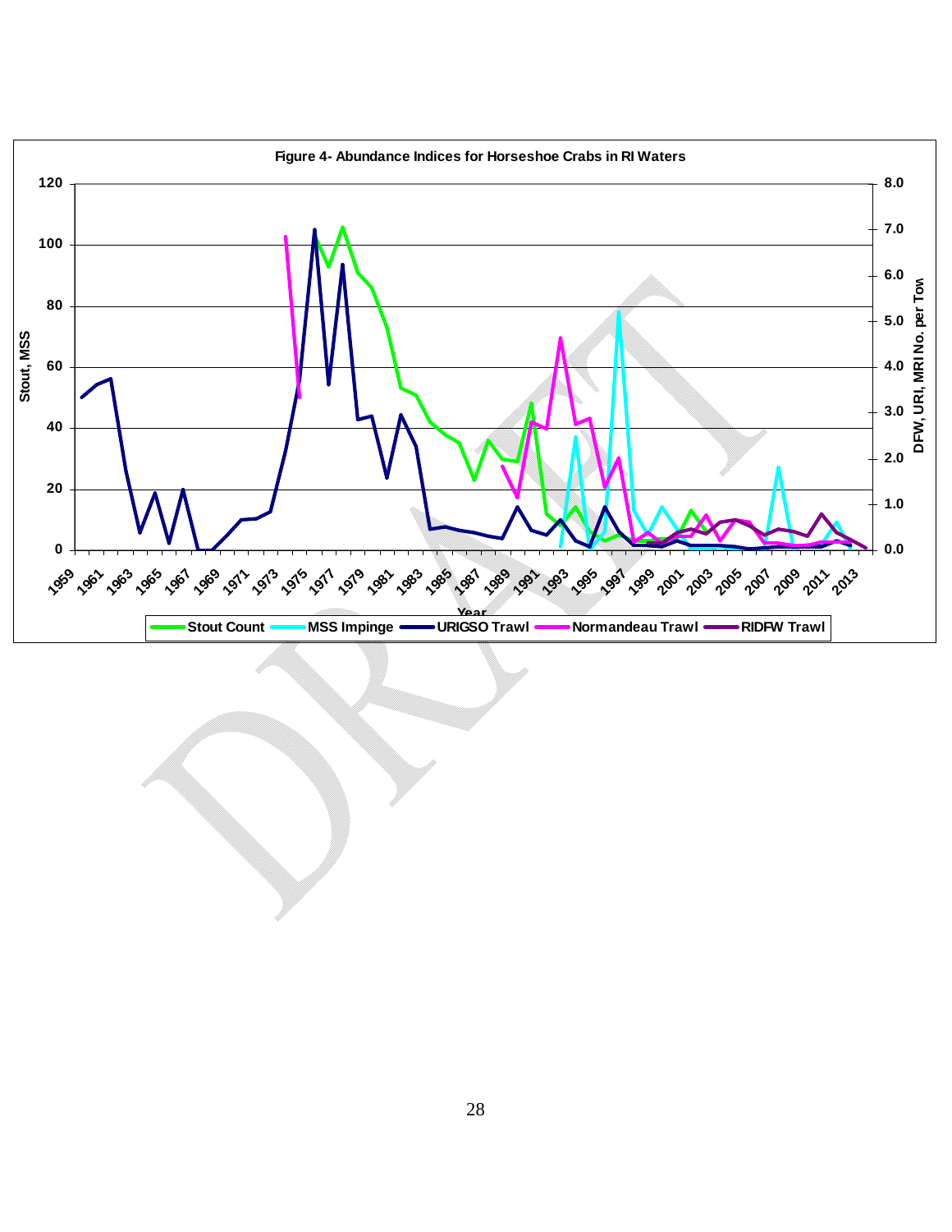Figure 4- Abundance Indices for Horseshoe Crabs in RI Waters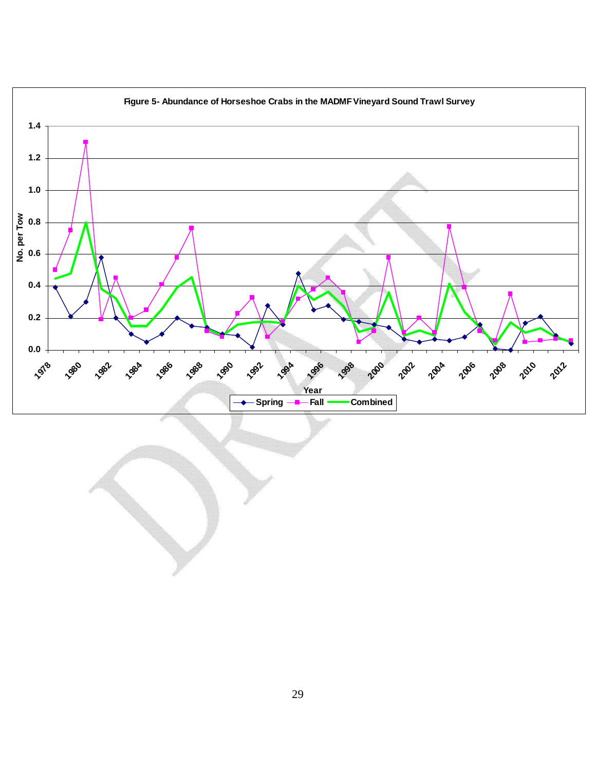**Figure 5- Abundance of Horseshoe Crabs in the MADMF Vineyard Sound Trawl Survey**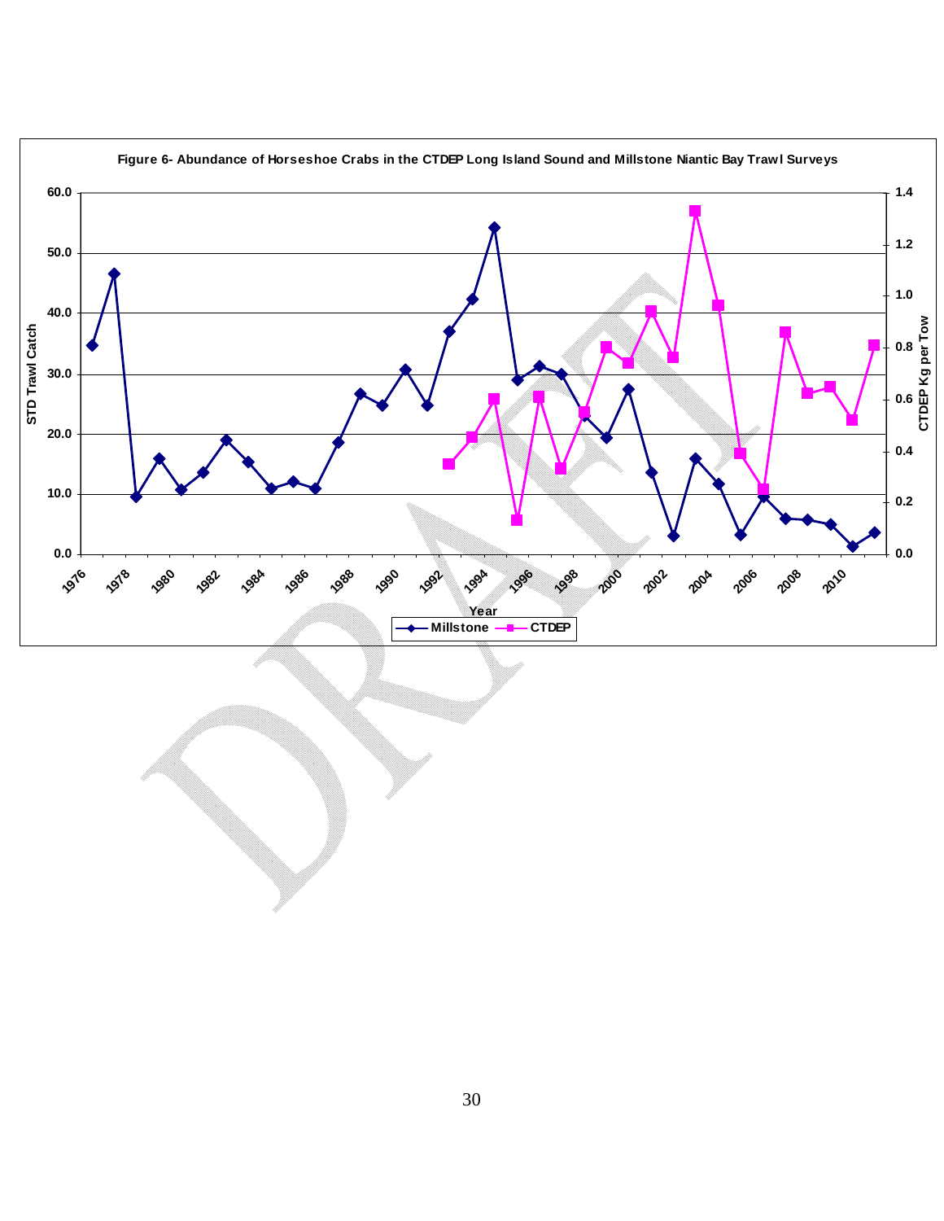Figure 6- Abundance of Horseshoe Crabs in the CTDEP Long Island Sound and Millstone Niantic Bay Trawl Surveys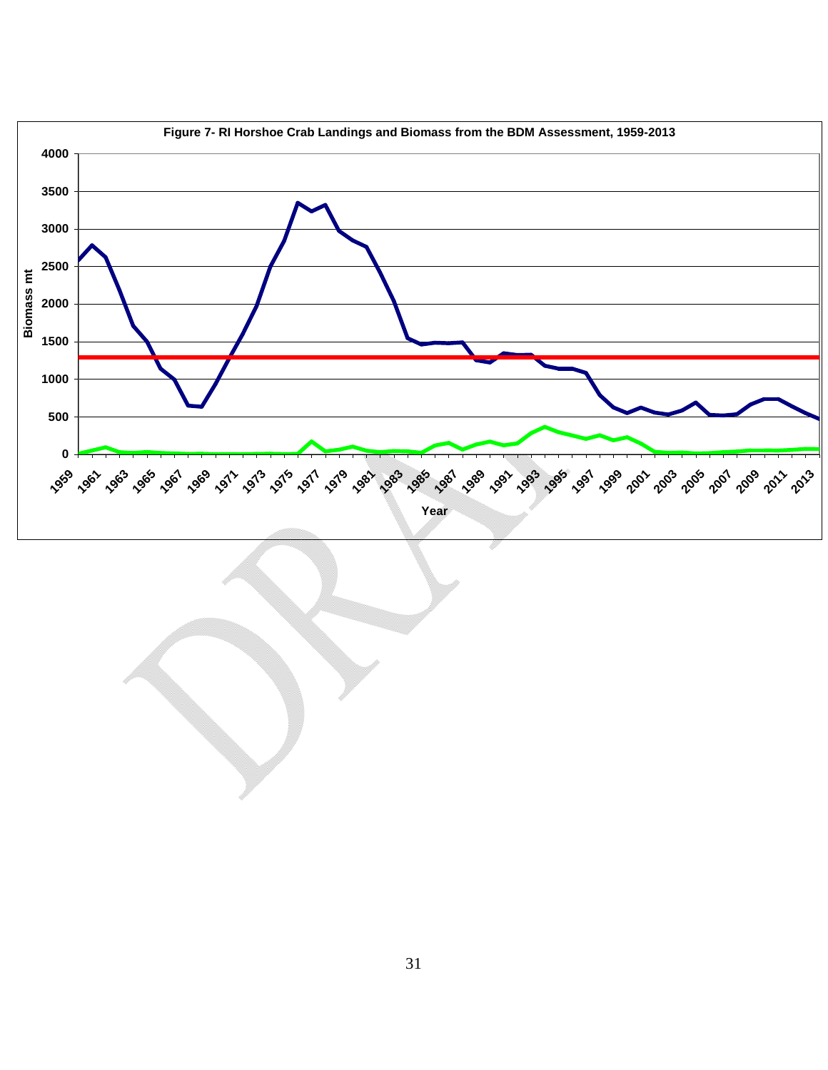Figure 7- RI Horshoe Crab Landings and Biomass from the BDM Assessment, 1959-2013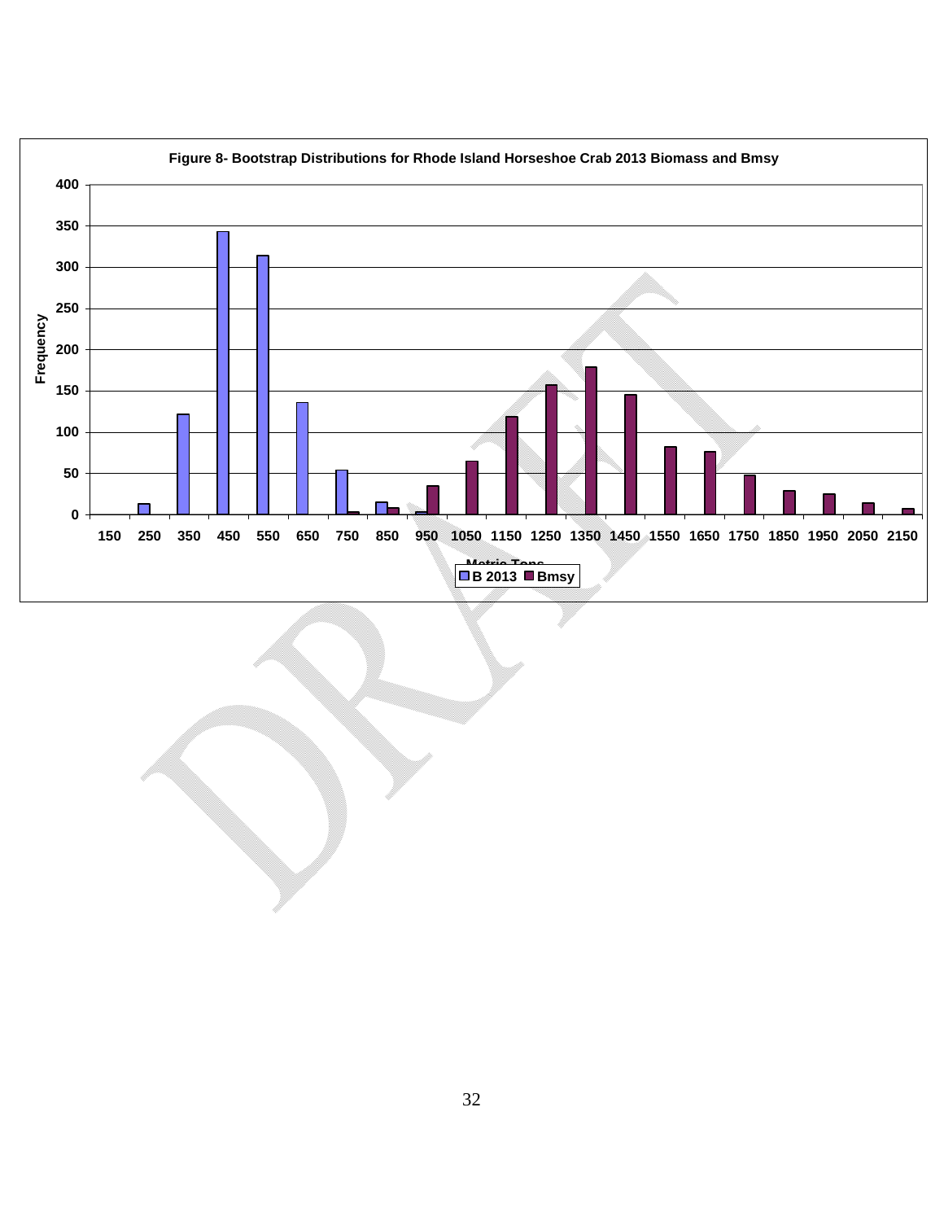**Figure 8- Bootstrap Distributions for Rhode Island Horseshoe Crab 2013 Biomass and Bmsy**

Frequency (y-axis: 0–400)

Metric Tons (x-axis: 150, 250, 350, 450, 550, 650, 750, 850, 950, 1050, 1150, 1250, 1350, 1450, 1550, 1650, 1750, 1850, 1950, 2050, 2150)

Legend: B 2013, Bmsy

DRAFT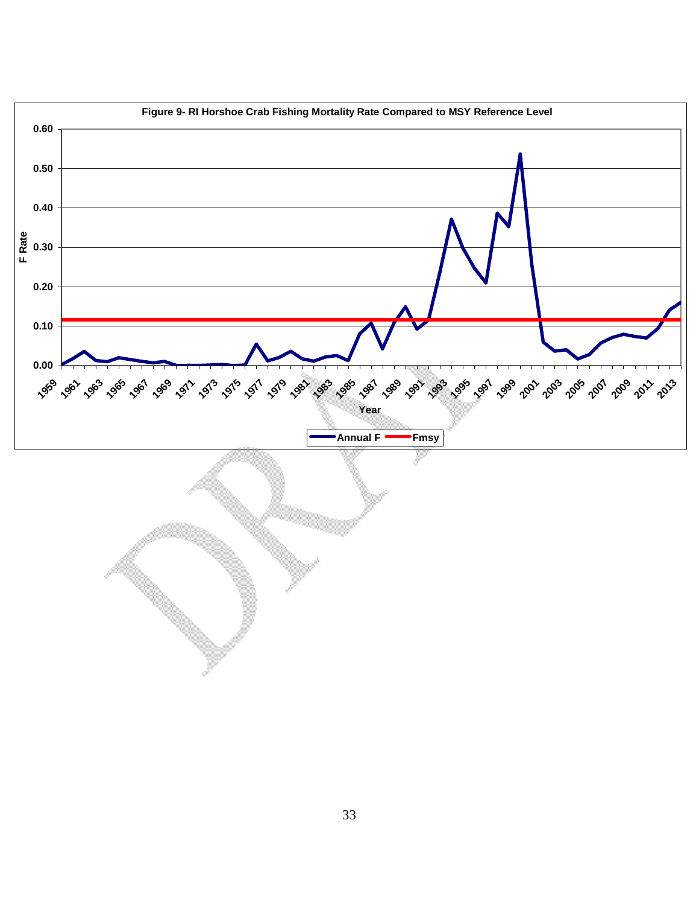**Figure 9- RI Horshoe Crab Fishing Mortality Rate Compared to MSY Reference Level**

F Rate: 0.00, 0.10, 0.20, 0.30, 0.40, 0.50, 0.60

Year: 1959, 1961, 1963, 1965, 1967, 1969, 1971, 1973, 1975, 1977, 1979, 1981, 1983, 1985, 1987, 1989, 1991, 1993, 1995, 1997, 1999, 2001, 2003, 2005, 2007, 2009, 2011, 2013

Legend: Annual F, Fmsy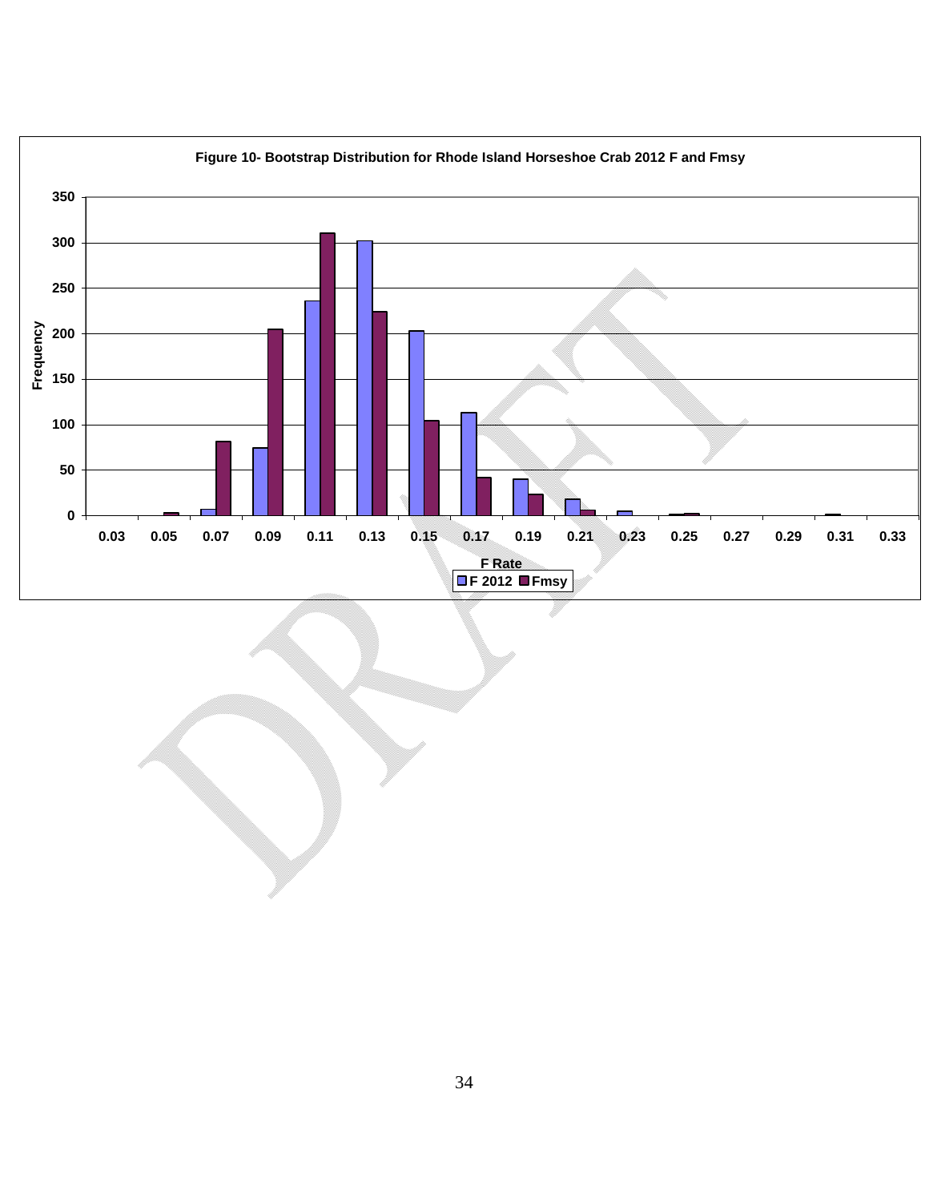**Figure 10- Bootstrap Distribution for Rhode Island Horseshoe Crab 2012 F and Fmsy**

| F Rate | F 2012 | Fmsy |
|---|---|---|
| 0.03 | 0 | 0 |
| 0.05 | 0 | 3 |
| 0.07 | 7 | 81 |
| 0.09 | 74 | 205 |
| 0.11 | 236 | 311 |
| 0.13 | 302 | 224 |
| 0.15 | 203 | 104 |
| 0.17 | 113 | 42 |
| 0.19 | 40 | 23 |
| 0.21 | 18 | 6 |
| 0.23 | 5 | 0 |
| 0.25 | 1 | 2 |
| 0.27 | 0 | 0 |
| 0.29 | 0 | 0 |
| 0.31 | 0 | 1 |
| 0.33 | 0 | 0 |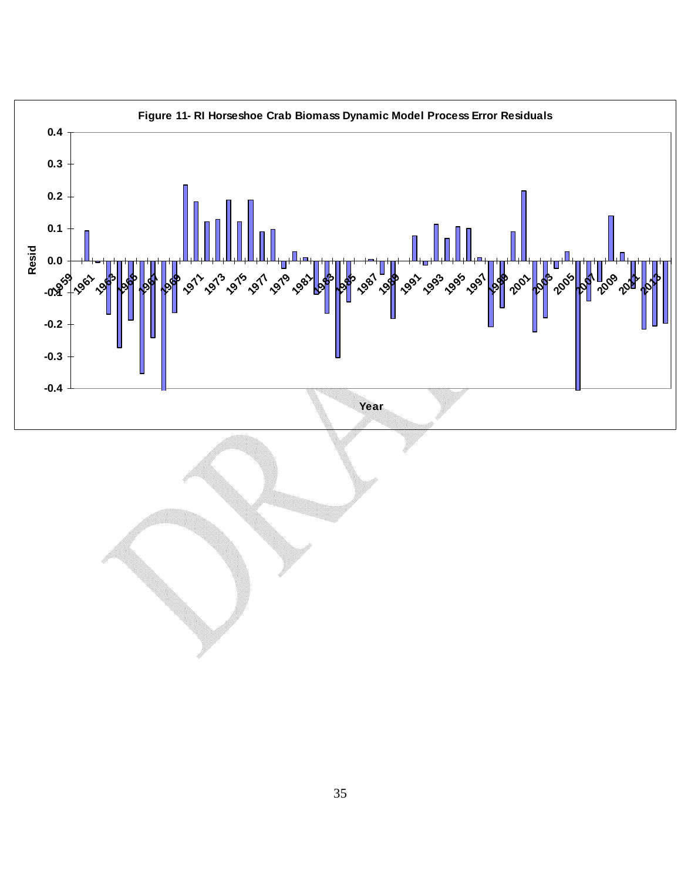Figure 11- RI Horseshoe Crab Biomass Dynamic Model Process Error Residuals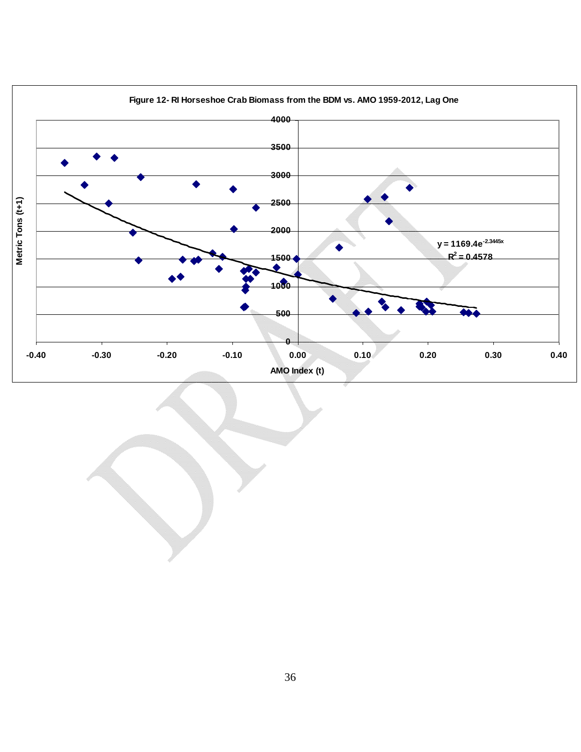**Figure 12- RI Horseshoe Crab Biomass from the BDM vs. AMO 1959-2012, Lag One**

$y = 1169.4e^{-2.3445x}$

$R^2 = 0.4578$

Metric Tons (t+1)

AMO Index (t)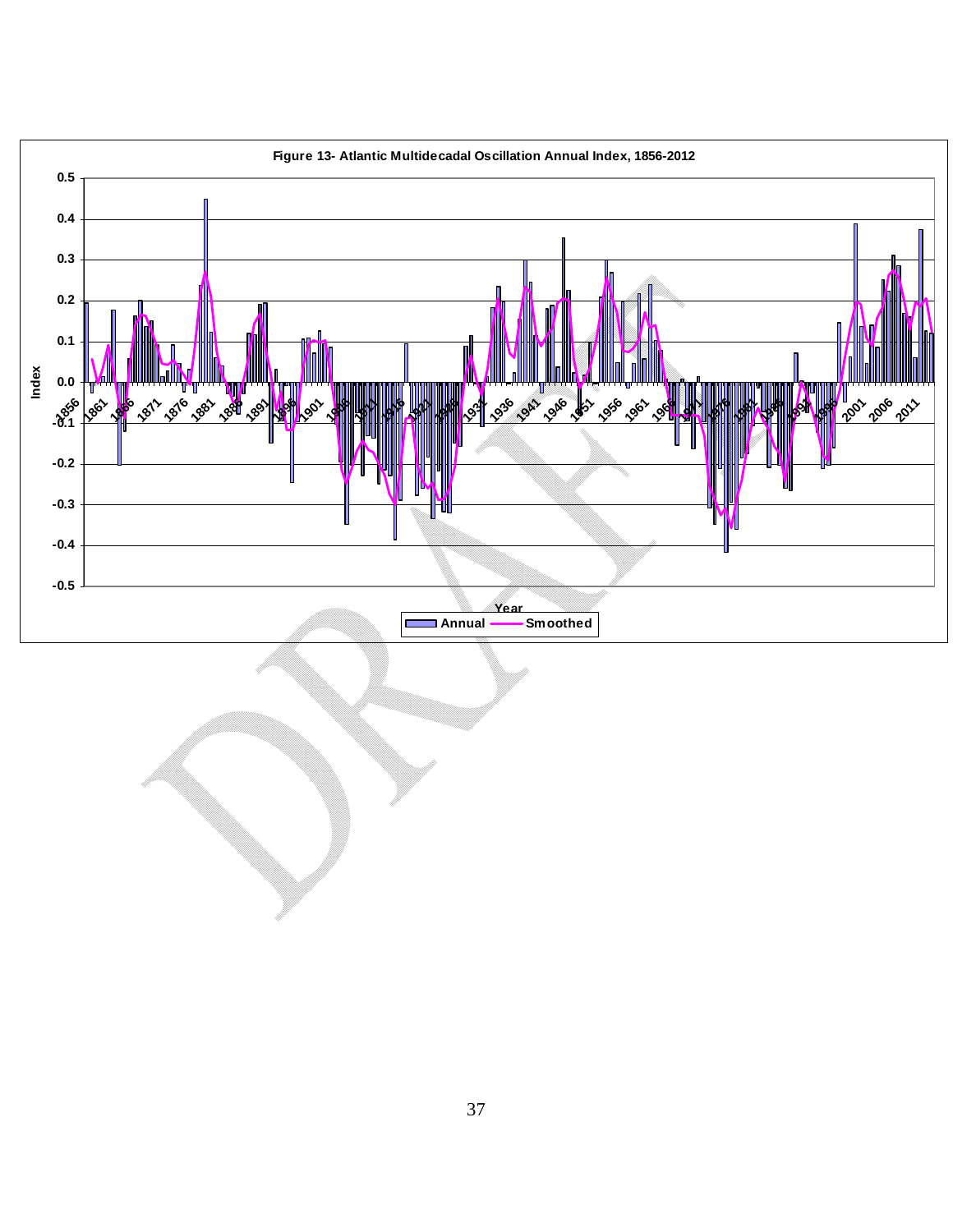**Figure 13- Atlantic Multidecadal Oscillation Annual Index, 1856-2012**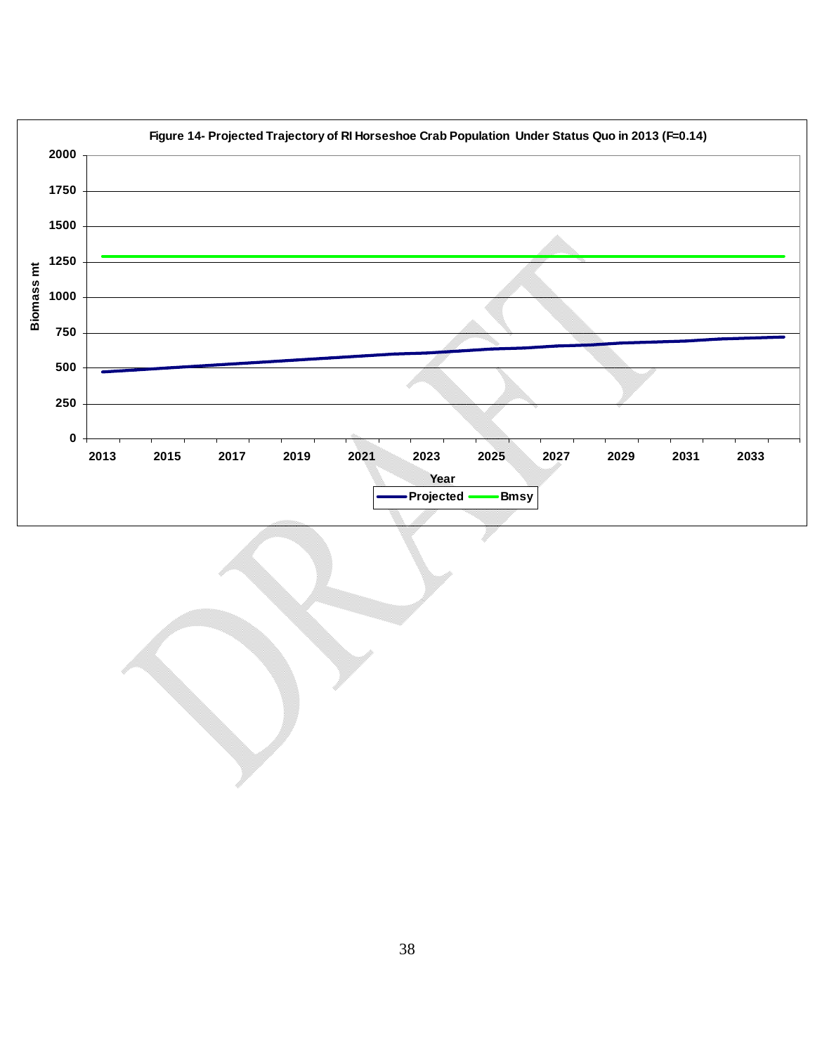**Figure 14- Projected Trajectory of RI Horseshoe Crab Population Under Status Quo in 2013 (F=0.14)**

Biomass mt

Year

Projected — Bmsy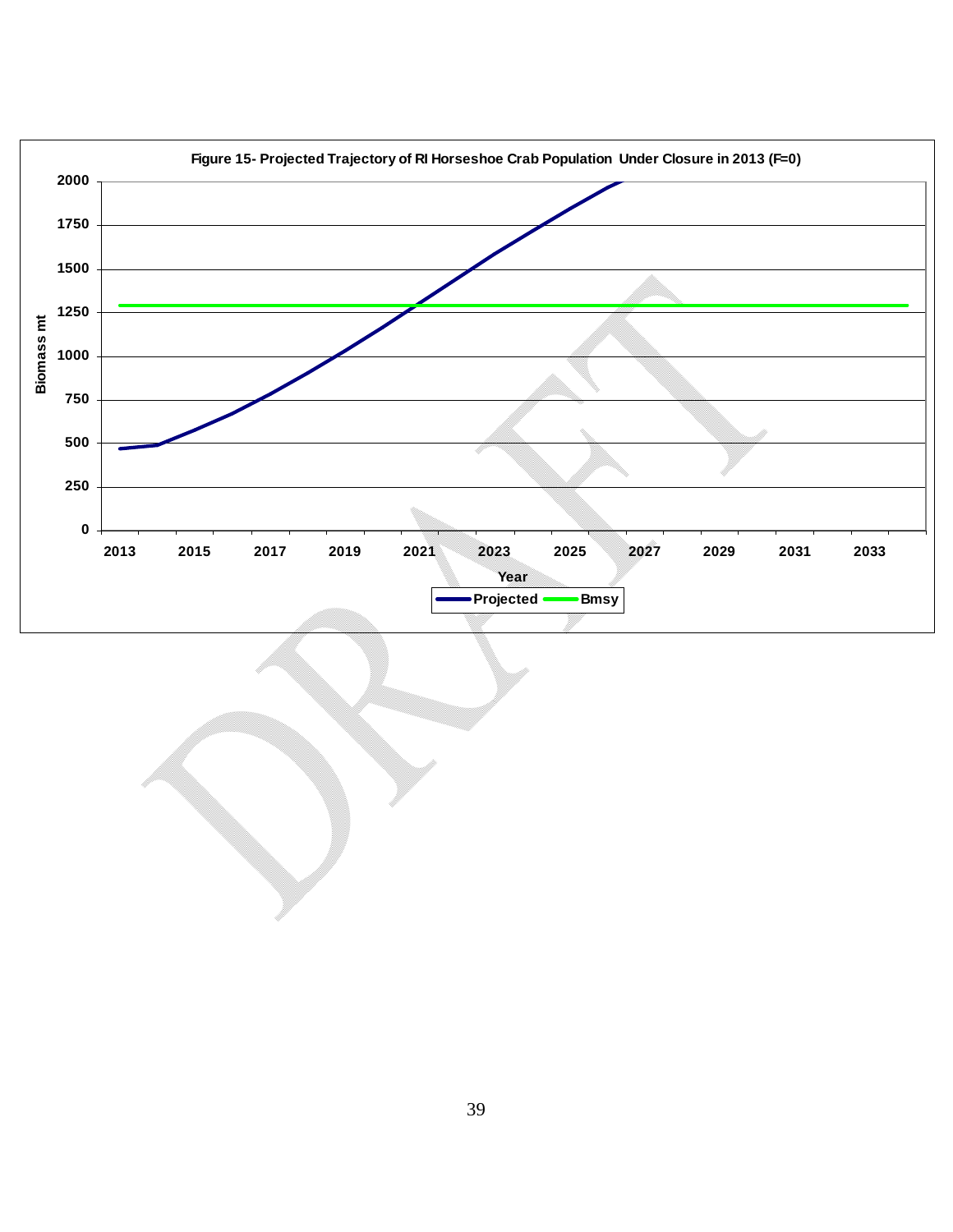**Figure 15- Projected Trajectory of RI Horseshoe Crab Population Under Closure in 2013 (F=0)**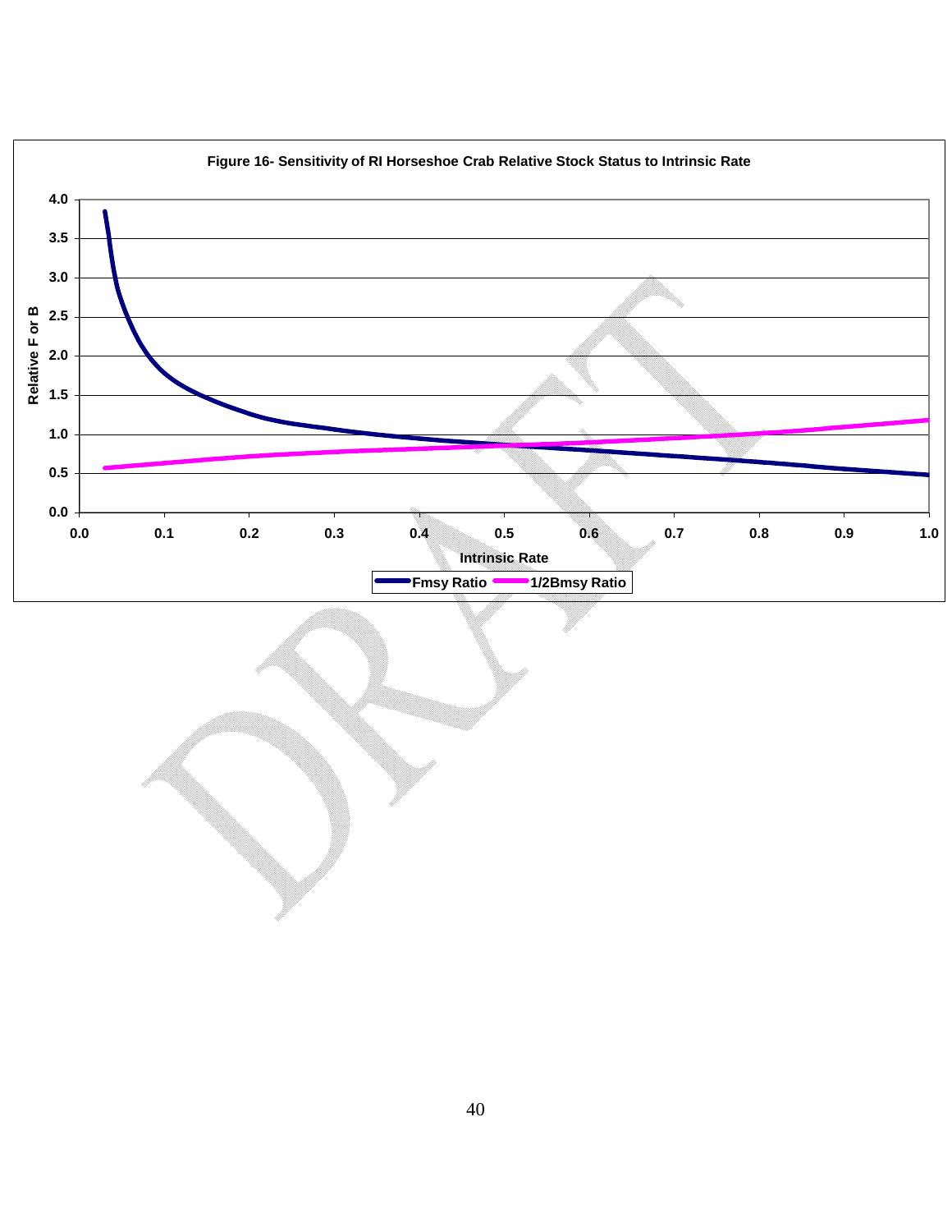**Figure 16- Sensitivity of RI Horseshoe Crab Relative Stock Status to Intrinsic Rate**

Relative F or B

4.0
3.5
3.0
2.5
2.0
1.5
1.0
0.5
0.0

0.0 0.1 0.2 0.3 0.4 0.5 0.6 0.7 0.8 0.9 1.0

Intrinsic Rate

Fmsy Ratio 1/2Bmsy Ratio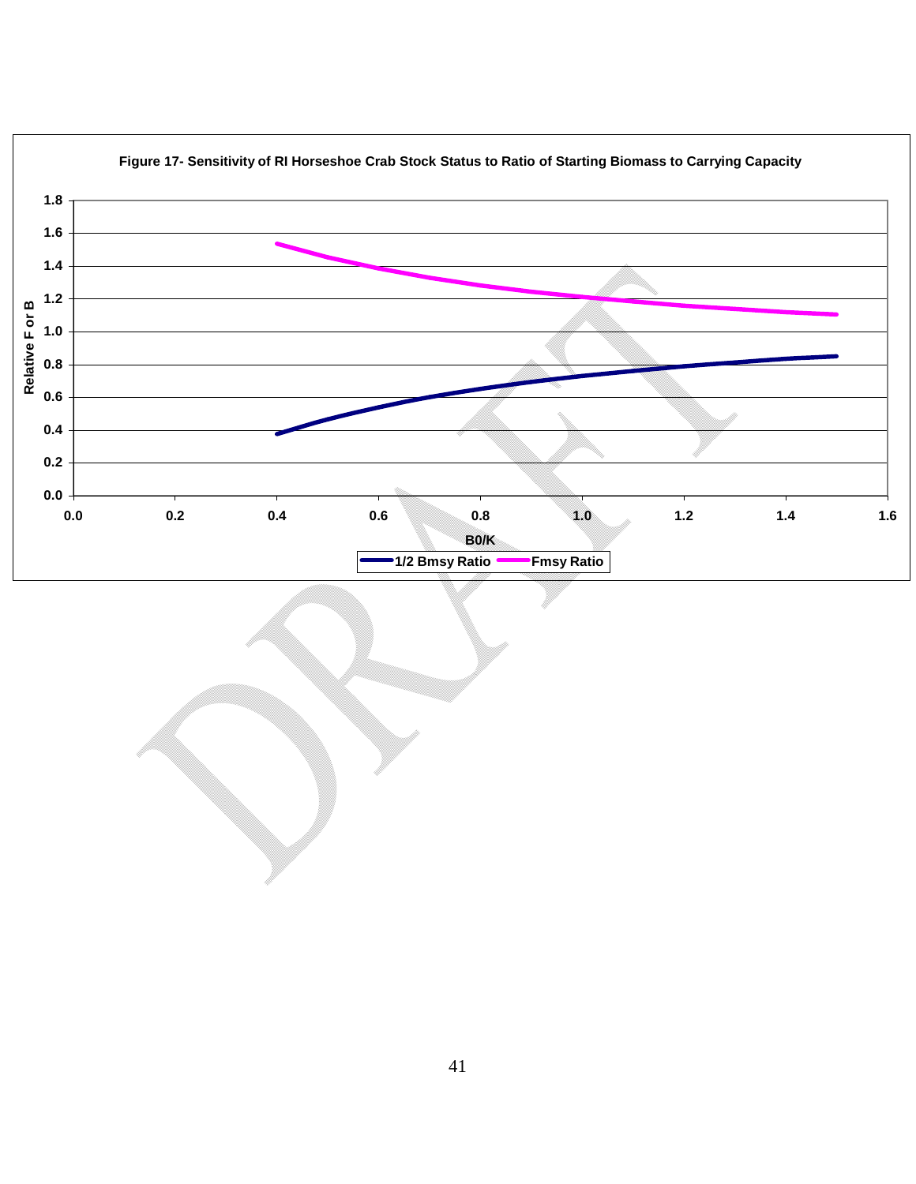Figure 17- Sensitivity of RI Horseshoe Crab Stock Status to Ratio of Starting Biomass to Carrying Capacity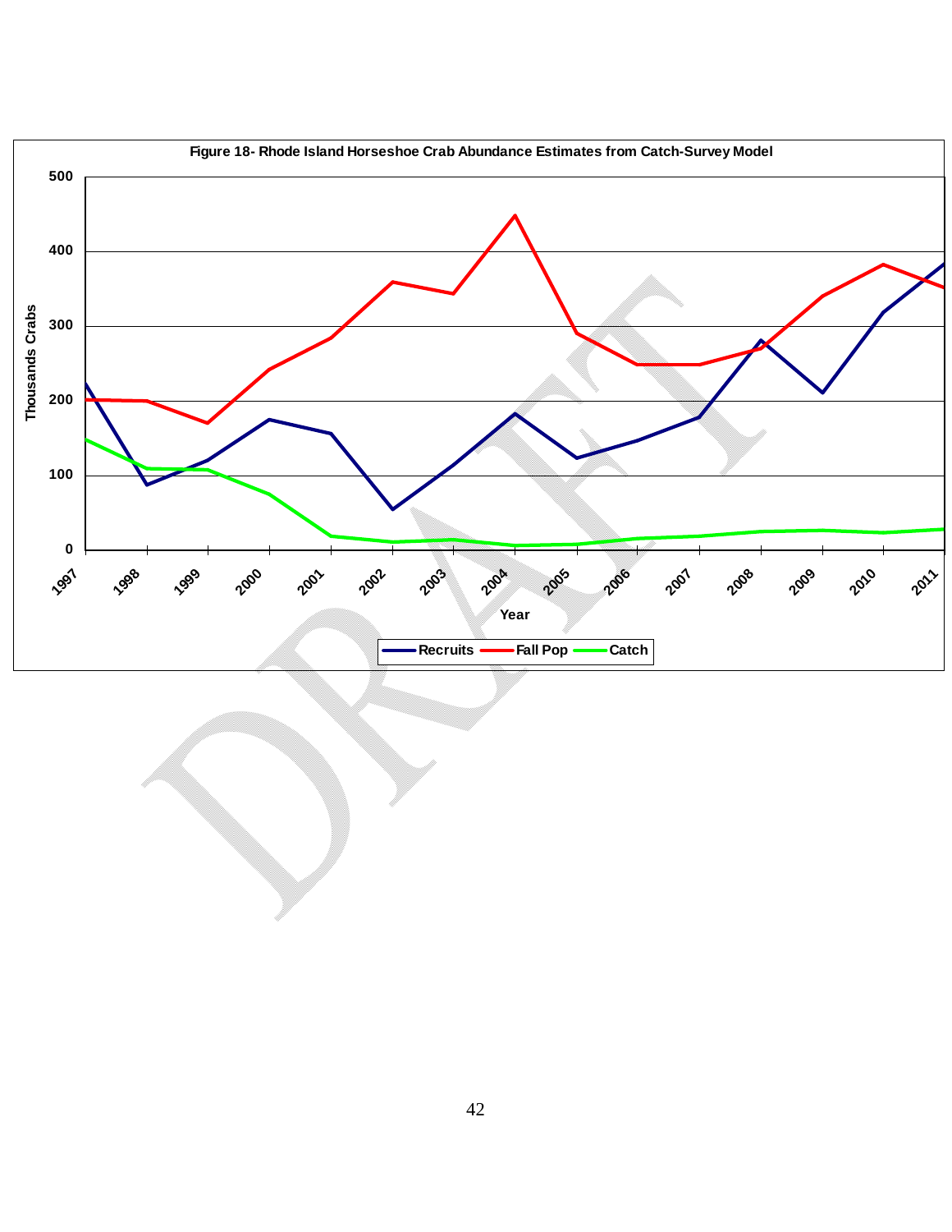Figure 18- Rhode Island Horseshoe Crab Abundance Estimates from Catch-Survey Model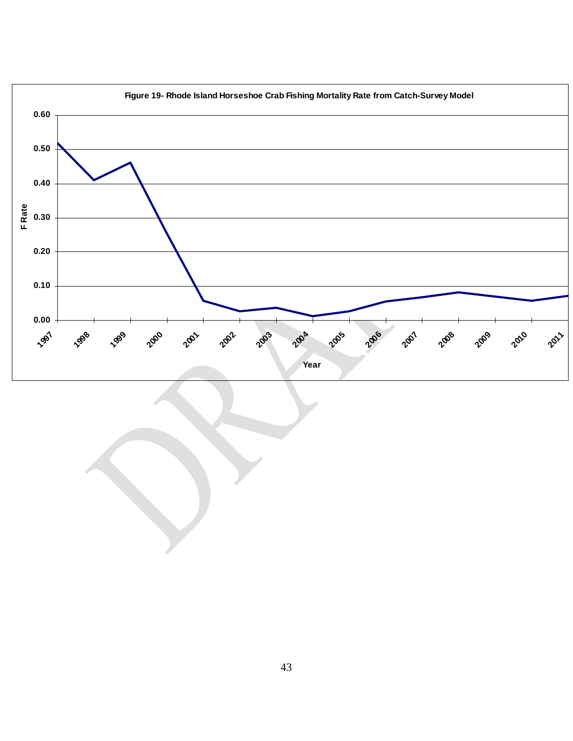Figure 19- Rhode Island Horseshoe Crab Fishing Mortality Rate from Catch-Survey Model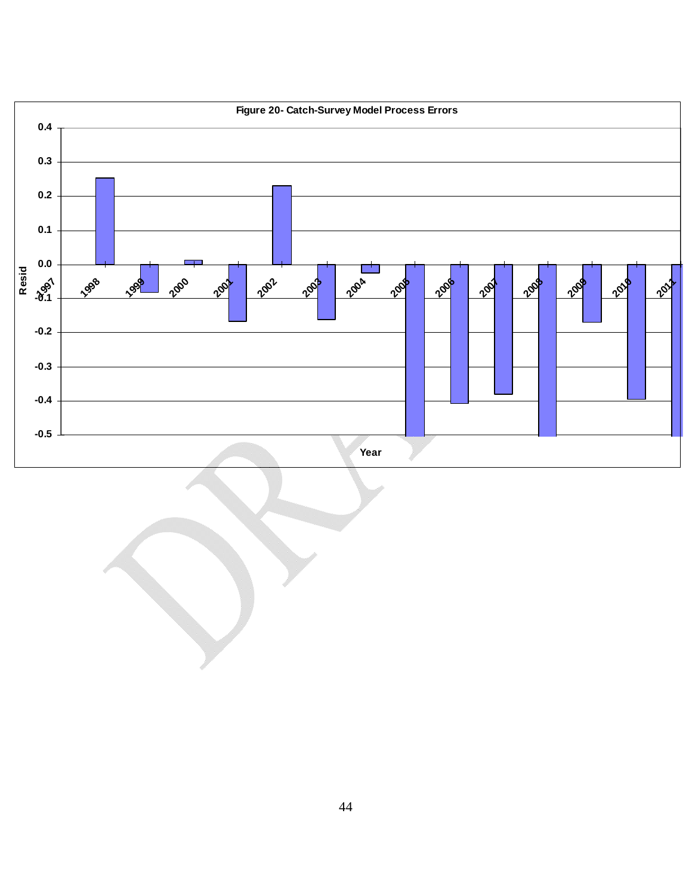Figure 20- Catch-Survey Model Process Errors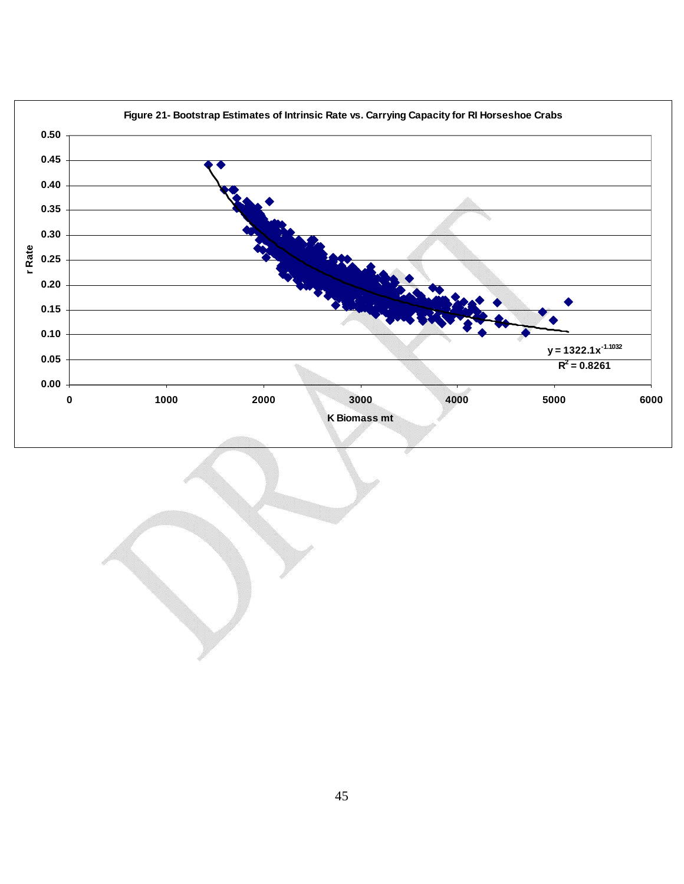Figure 21- Bootstrap Estimates of Intrinsic Rate vs. Carrying Capacity for RI Horseshoe Crabs

r Rate

0.50
0.45
0.40
0.35
0.30
0.25
0.20
0.15
0.10
0.05
0.00

0 1000 2000 3000 4000 5000 6000

K Biomass mt

$y = 1322.1x^{-1.1032}$

$R^2 = 0.8261$